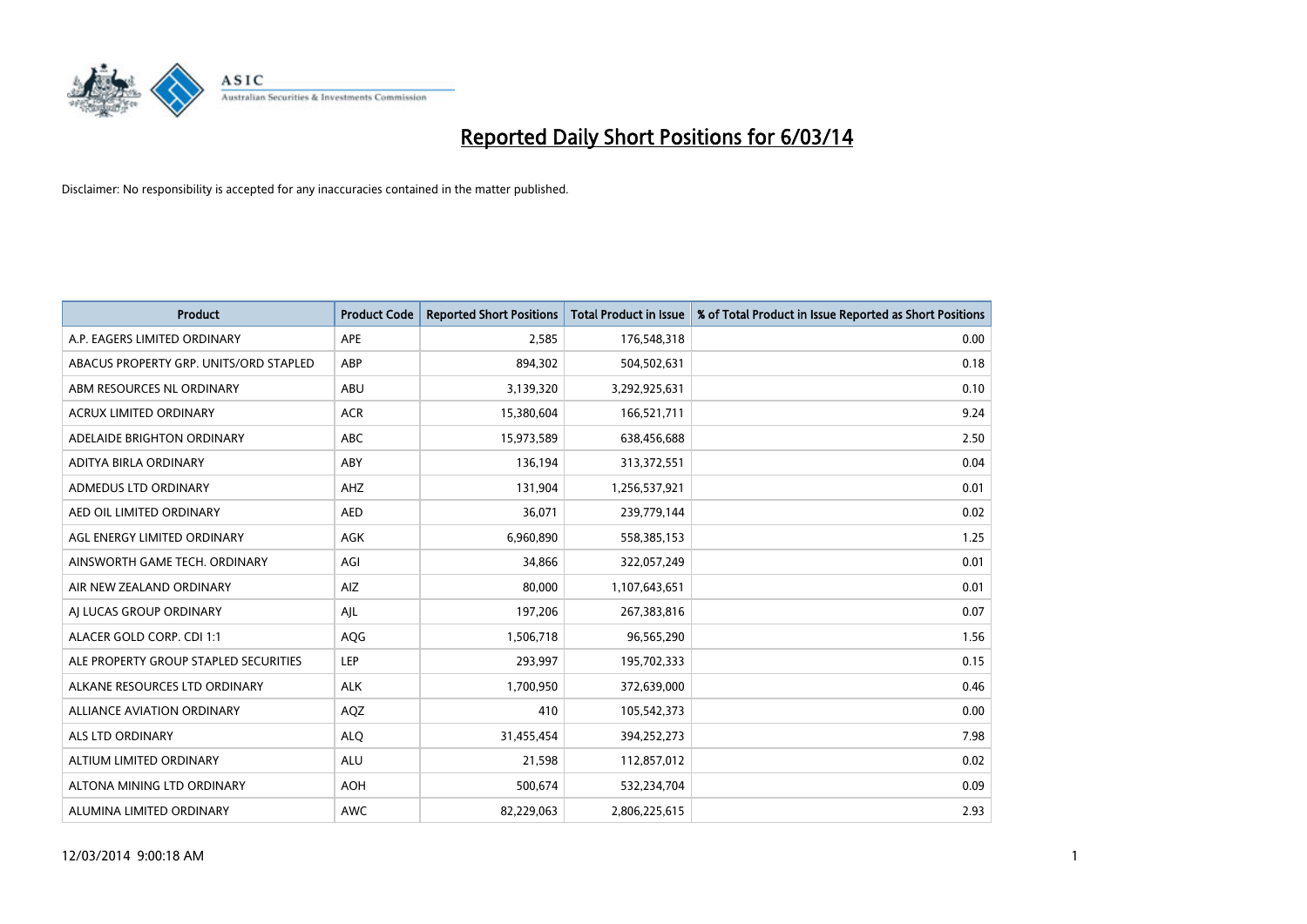# Reported Daily Short Positions for 6/03/14

Disclaimer: No responsibility is accepted for any inaccuracies contained in the matter published.

| Product | Product Code | Reported Short Positions | Total Product in Issue | % of Total Product in Issue Reported as Short Positions |
|---|---|---|---|---|
| A.P. EAGERS LIMITED ORDINARY | APE | 2,585 | 176,548,318 | 0.00 |
| ABACUS PROPERTY GRP. UNITS/ORD STAPLED | ABP | 894,302 | 504,502,631 | 0.18 |
| ABM RESOURCES NL ORDINARY | ABU | 3,139,320 | 3,292,925,631 | 0.10 |
| ACRUX LIMITED ORDINARY | ACR | 15,380,604 | 166,521,711 | 9.24 |
| ADELAIDE BRIGHTON ORDINARY | ABC | 15,973,589 | 638,456,688 | 2.50 |
| ADITYA BIRLA ORDINARY | ABY | 136,194 | 313,372,551 | 0.04 |
| ADMEDUS LTD ORDINARY | AHZ | 131,904 | 1,256,537,921 | 0.01 |
| AED OIL LIMITED ORDINARY | AED | 36,071 | 239,779,144 | 0.02 |
| AGL ENERGY LIMITED ORDINARY | AGK | 6,960,890 | 558,385,153 | 1.25 |
| AINSWORTH GAME TECH. ORDINARY | AGI | 34,866 | 322,057,249 | 0.01 |
| AIR NEW ZEALAND ORDINARY | AIZ | 80,000 | 1,107,643,651 | 0.01 |
| AJ LUCAS GROUP ORDINARY | AJL | 197,206 | 267,383,816 | 0.07 |
| ALACER GOLD CORP. CDI 1:1 | AQG | 1,506,718 | 96,565,290 | 1.56 |
| ALE PROPERTY GROUP STAPLED SECURITIES | LEP | 293,997 | 195,702,333 | 0.15 |
| ALKANE RESOURCES LTD ORDINARY | ALK | 1,700,950 | 372,639,000 | 0.46 |
| ALLIANCE AVIATION ORDINARY | AQZ | 410 | 105,542,373 | 0.00 |
| ALS LTD ORDINARY | ALQ | 31,455,454 | 394,252,273 | 7.98 |
| ALTIUM LIMITED ORDINARY | ALU | 21,598 | 112,857,012 | 0.02 |
| ALTONA MINING LTD ORDINARY | AOH | 500,674 | 532,234,704 | 0.09 |
| ALUMINA LIMITED ORDINARY | AWC | 82,229,063 | 2,806,225,615 | 2.93 |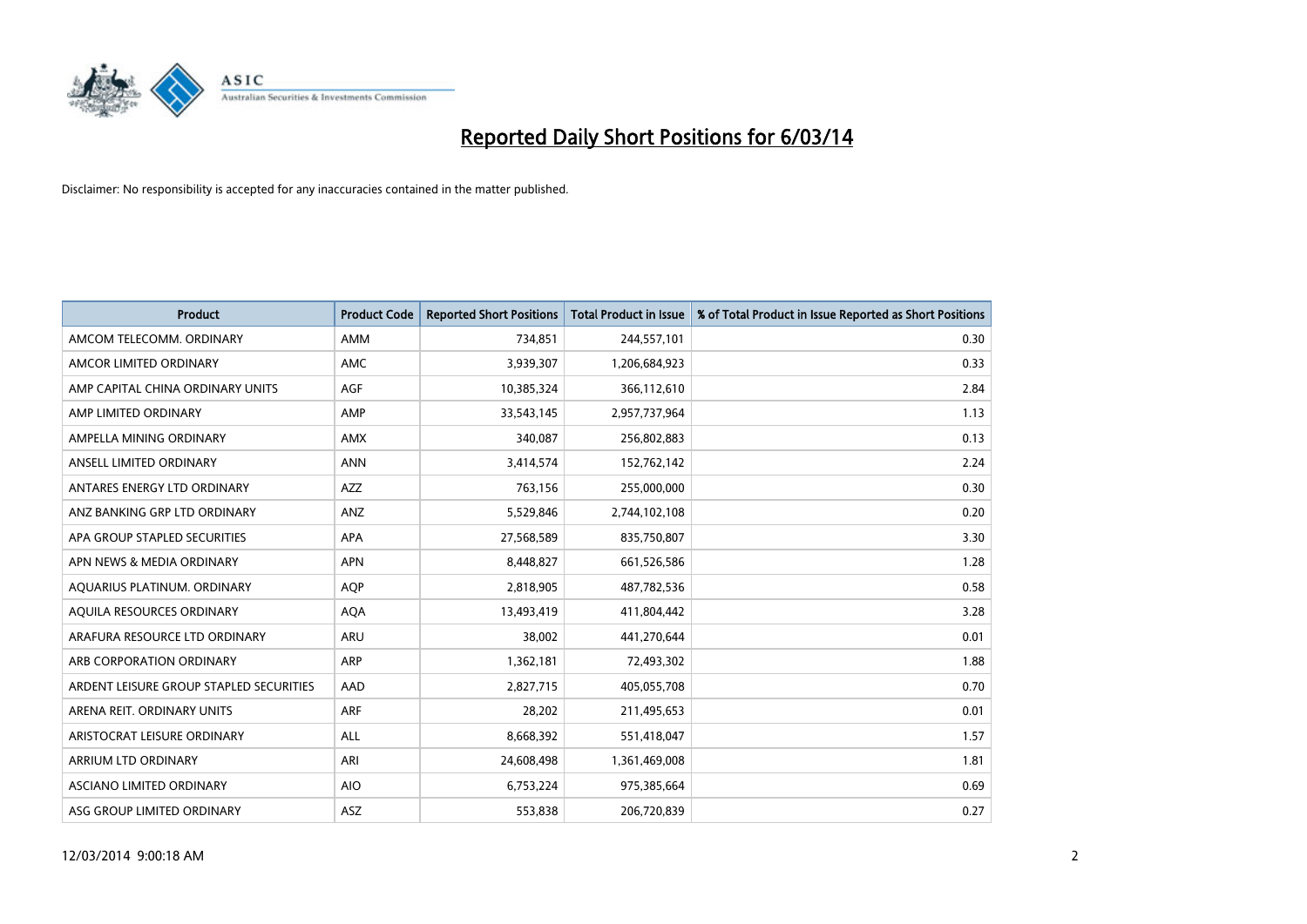# Reported Daily Short Positions for 6/03/14

Disclaimer: No responsibility is accepted for any inaccuracies contained in the matter published.

| Product | Product Code | Reported Short Positions | Total Product in Issue | % of Total Product in Issue Reported as Short Positions |
|---|---|---|---|---|
| AMCOM TELECOMM. ORDINARY | AMM | 734,851 | 244,557,101 | 0.30 |
| AMCOR LIMITED ORDINARY | AMC | 3,939,307 | 1,206,684,923 | 0.33 |
| AMP CAPITAL CHINA ORDINARY UNITS | AGF | 10,385,324 | 366,112,610 | 2.84 |
| AMP LIMITED ORDINARY | AMP | 33,543,145 | 2,957,737,964 | 1.13 |
| AMPELLA MINING ORDINARY | AMX | 340,087 | 256,802,883 | 0.13 |
| ANSELL LIMITED ORDINARY | ANN | 3,414,574 | 152,762,142 | 2.24 |
| ANTARES ENERGY LTD ORDINARY | AZZ | 763,156 | 255,000,000 | 0.30 |
| ANZ BANKING GRP LTD ORDINARY | ANZ | 5,529,846 | 2,744,102,108 | 0.20 |
| APA GROUP STAPLED SECURITIES | APA | 27,568,589 | 835,750,807 | 3.30 |
| APN NEWS & MEDIA ORDINARY | APN | 8,448,827 | 661,526,586 | 1.28 |
| AQUARIUS PLATINUM. ORDINARY | AQP | 2,818,905 | 487,782,536 | 0.58 |
| AQUILA RESOURCES ORDINARY | AQA | 13,493,419 | 411,804,442 | 3.28 |
| ARAFURA RESOURCE LTD ORDINARY | ARU | 38,002 | 441,270,644 | 0.01 |
| ARB CORPORATION ORDINARY | ARP | 1,362,181 | 72,493,302 | 1.88 |
| ARDENT LEISURE GROUP STAPLED SECURITIES | AAD | 2,827,715 | 405,055,708 | 0.70 |
| ARENA REIT. ORDINARY UNITS | ARF | 28,202 | 211,495,653 | 0.01 |
| ARISTOCRAT LEISURE ORDINARY | ALL | 8,668,392 | 551,418,047 | 1.57 |
| ARRIUM LTD ORDINARY | ARI | 24,608,498 | 1,361,469,008 | 1.81 |
| ASCIANO LIMITED ORDINARY | AIO | 6,753,224 | 975,385,664 | 0.69 |
| ASG GROUP LIMITED ORDINARY | ASZ | 553,838 | 206,720,839 | 0.27 |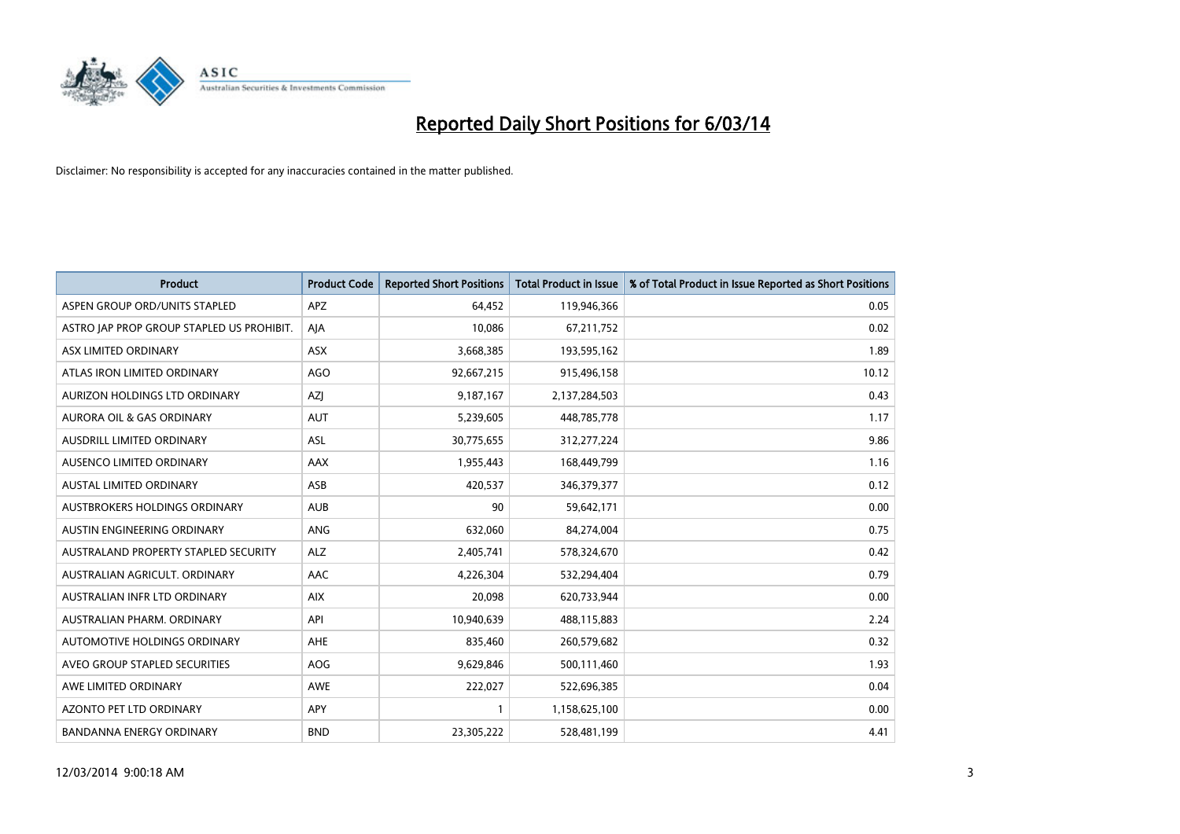# Reported Daily Short Positions for 6/03/14

Disclaimer: No responsibility is accepted for any inaccuracies contained in the matter published.

| Product | Product Code | Reported Short Positions | Total Product in Issue | % of Total Product in Issue Reported as Short Positions |
|---|---|---|---|---|
| ASPEN GROUP ORD/UNITS STAPLED | APZ | 64,452 | 119,946,366 | 0.05 |
| ASTRO JAP PROP GROUP STAPLED US PROHIBIT. | AJA | 10,086 | 67,211,752 | 0.02 |
| ASX LIMITED ORDINARY | ASX | 3,668,385 | 193,595,162 | 1.89 |
| ATLAS IRON LIMITED ORDINARY | AGO | 92,667,215 | 915,496,158 | 10.12 |
| AURIZON HOLDINGS LTD ORDINARY | AZJ | 9,187,167 | 2,137,284,503 | 0.43 |
| AURORA OIL & GAS ORDINARY | AUT | 5,239,605 | 448,785,778 | 1.17 |
| AUSDRILL LIMITED ORDINARY | ASL | 30,775,655 | 312,277,224 | 9.86 |
| AUSENCO LIMITED ORDINARY | AAX | 1,955,443 | 168,449,799 | 1.16 |
| AUSTAL LIMITED ORDINARY | ASB | 420,537 | 346,379,377 | 0.12 |
| AUSTBROKERS HOLDINGS ORDINARY | AUB | 90 | 59,642,171 | 0.00 |
| AUSTIN ENGINEERING ORDINARY | ANG | 632,060 | 84,274,004 | 0.75 |
| AUSTRALAND PROPERTY STAPLED SECURITY | ALZ | 2,405,741 | 578,324,670 | 0.42 |
| AUSTRALIAN AGRICULT. ORDINARY | AAC | 4,226,304 | 532,294,404 | 0.79 |
| AUSTRALIAN INFR LTD ORDINARY | AIX | 20,098 | 620,733,944 | 0.00 |
| AUSTRALIAN PHARM. ORDINARY | API | 10,940,639 | 488,115,883 | 2.24 |
| AUTOMOTIVE HOLDINGS ORDINARY | AHE | 835,460 | 260,579,682 | 0.32 |
| AVEO GROUP STAPLED SECURITIES | AOG | 9,629,846 | 500,111,460 | 1.93 |
| AWE LIMITED ORDINARY | AWE | 222,027 | 522,696,385 | 0.04 |
| AZONTO PET LTD ORDINARY | APY | 1 | 1,158,625,100 | 0.00 |
| BANDANNA ENERGY ORDINARY | BND | 23,305,222 | 528,481,199 | 4.41 |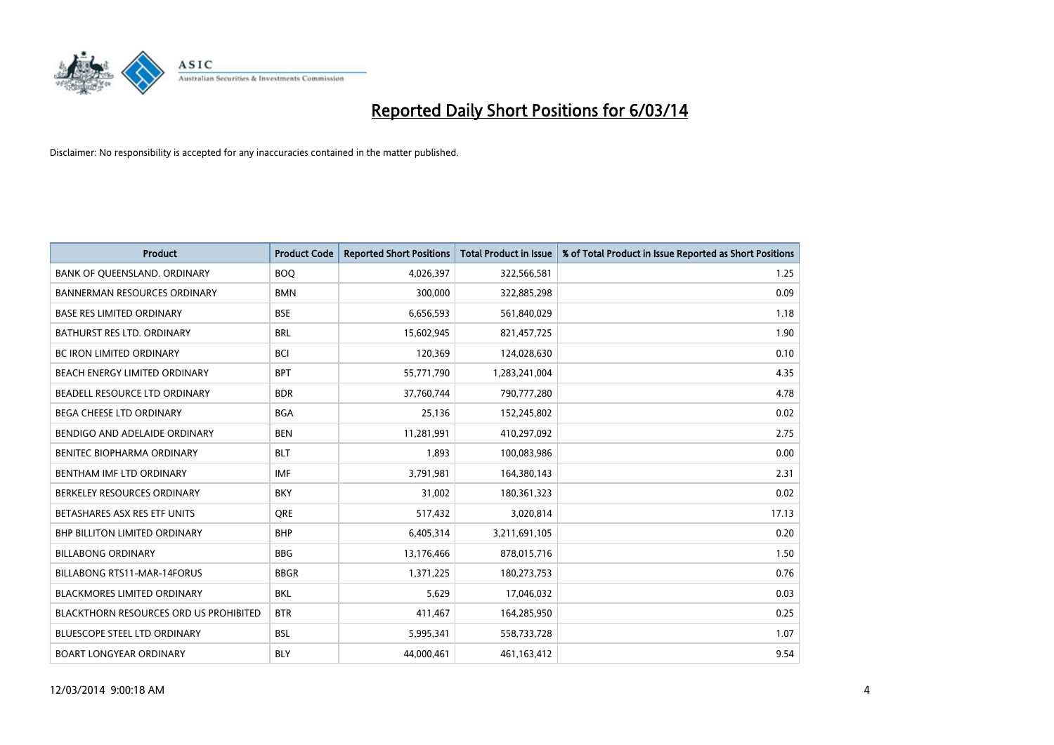# Reported Daily Short Positions for 6/03/14

Disclaimer: No responsibility is accepted for any inaccuracies contained in the matter published.

| Product | Product Code | Reported Short Positions | Total Product in Issue | % of Total Product in Issue Reported as Short Positions |
|---|---|---|---|---|
| BANK OF QUEENSLAND. ORDINARY | BOQ | 4,026,397 | 322,566,581 | 1.25 |
| BANNERMAN RESOURCES ORDINARY | BMN | 300,000 | 322,885,298 | 0.09 |
| BASE RES LIMITED ORDINARY | BSE | 6,656,593 | 561,840,029 | 1.18 |
| BATHURST RES LTD. ORDINARY | BRL | 15,602,945 | 821,457,725 | 1.90 |
| BC IRON LIMITED ORDINARY | BCI | 120,369 | 124,028,630 | 0.10 |
| BEACH ENERGY LIMITED ORDINARY | BPT | 55,771,790 | 1,283,241,004 | 4.35 |
| BEADELL RESOURCE LTD ORDINARY | BDR | 37,760,744 | 790,777,280 | 4.78 |
| BEGA CHEESE LTD ORDINARY | BGA | 25,136 | 152,245,802 | 0.02 |
| BENDIGO AND ADELAIDE ORDINARY | BEN | 11,281,991 | 410,297,092 | 2.75 |
| BENITEC BIOPHARMA ORDINARY | BLT | 1,893 | 100,083,986 | 0.00 |
| BENTHAM IMF LTD ORDINARY | IMF | 3,791,981 | 164,380,143 | 2.31 |
| BERKELEY RESOURCES ORDINARY | BKY | 31,002 | 180,361,323 | 0.02 |
| BETASHARES ASX RES ETF UNITS | QRE | 517,432 | 3,020,814 | 17.13 |
| BHP BILLITON LIMITED ORDINARY | BHP | 6,405,314 | 3,211,691,105 | 0.20 |
| BILLABONG ORDINARY | BBG | 13,176,466 | 878,015,716 | 1.50 |
| BILLABONG RTS11-MAR-14FORUS | BBGR | 1,371,225 | 180,273,753 | 0.76 |
| BLACKMORES LIMITED ORDINARY | BKL | 5,629 | 17,046,032 | 0.03 |
| BLACKTHORN RESOURCES ORD US PROHIBITED | BTR | 411,467 | 164,285,950 | 0.25 |
| BLUESCOPE STEEL LTD ORDINARY | BSL | 5,995,341 | 558,733,728 | 1.07 |
| BOART LONGYEAR ORDINARY | BLY | 44,000,461 | 461,163,412 | 9.54 |

12/03/2014 9:00:18 AM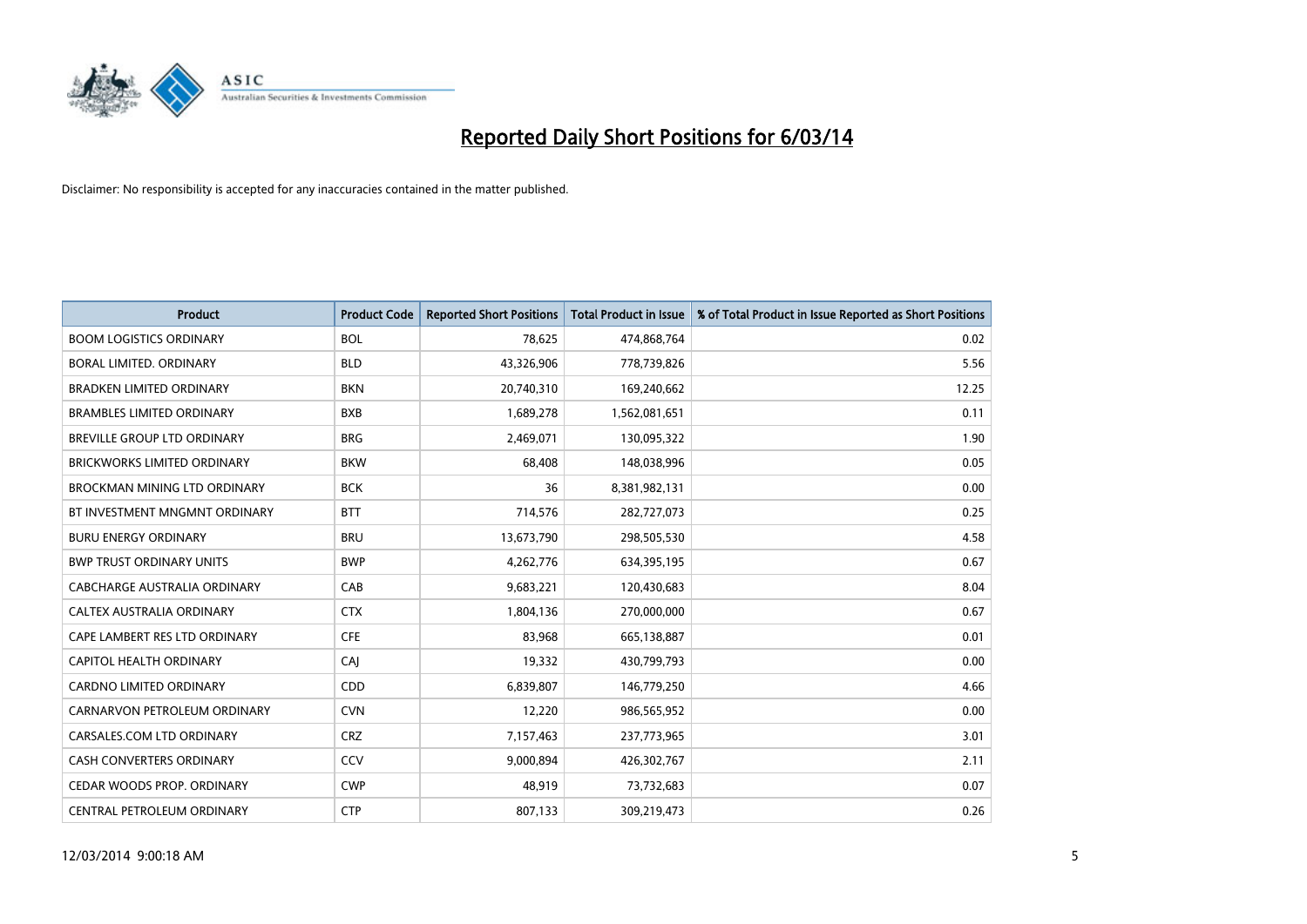# Reported Daily Short Positions for 6/03/14

Disclaimer: No responsibility is accepted for any inaccuracies contained in the matter published.

| Product | Product Code | Reported Short Positions | Total Product in Issue | % of Total Product in Issue Reported as Short Positions |
|---|---|---|---|---|
| BOOM LOGISTICS ORDINARY | BOL | 78,625 | 474,868,764 | 0.02 |
| BORAL LIMITED. ORDINARY | BLD | 43,326,906 | 778,739,826 | 5.56 |
| BRADKEN LIMITED ORDINARY | BKN | 20,740,310 | 169,240,662 | 12.25 |
| BRAMBLES LIMITED ORDINARY | BXB | 1,689,278 | 1,562,081,651 | 0.11 |
| BREVILLE GROUP LTD ORDINARY | BRG | 2,469,071 | 130,095,322 | 1.90 |
| BRICKWORKS LIMITED ORDINARY | BKW | 68,408 | 148,038,996 | 0.05 |
| BROCKMAN MINING LTD ORDINARY | BCK | 36 | 8,381,982,131 | 0.00 |
| BT INVESTMENT MNGMNT ORDINARY | BTT | 714,576 | 282,727,073 | 0.25 |
| BURU ENERGY ORDINARY | BRU | 13,673,790 | 298,505,530 | 4.58 |
| BWP TRUST ORDINARY UNITS | BWP | 4,262,776 | 634,395,195 | 0.67 |
| CABCHARGE AUSTRALIA ORDINARY | CAB | 9,683,221 | 120,430,683 | 8.04 |
| CALTEX AUSTRALIA ORDINARY | CTX | 1,804,136 | 270,000,000 | 0.67 |
| CAPE LAMBERT RES LTD ORDINARY | CFE | 83,968 | 665,138,887 | 0.01 |
| CAPITOL HEALTH ORDINARY | CAJ | 19,332 | 430,799,793 | 0.00 |
| CARDNO LIMITED ORDINARY | CDD | 6,839,807 | 146,779,250 | 4.66 |
| CARNARVON PETROLEUM ORDINARY | CVN | 12,220 | 986,565,952 | 0.00 |
| CARSALES.COM LTD ORDINARY | CRZ | 7,157,463 | 237,773,965 | 3.01 |
| CASH CONVERTERS ORDINARY | CCV | 9,000,894 | 426,302,767 | 2.11 |
| CEDAR WOODS PROP. ORDINARY | CWP | 48,919 | 73,732,683 | 0.07 |
| CENTRAL PETROLEUM ORDINARY | CTP | 807,133 | 309,219,473 | 0.26 |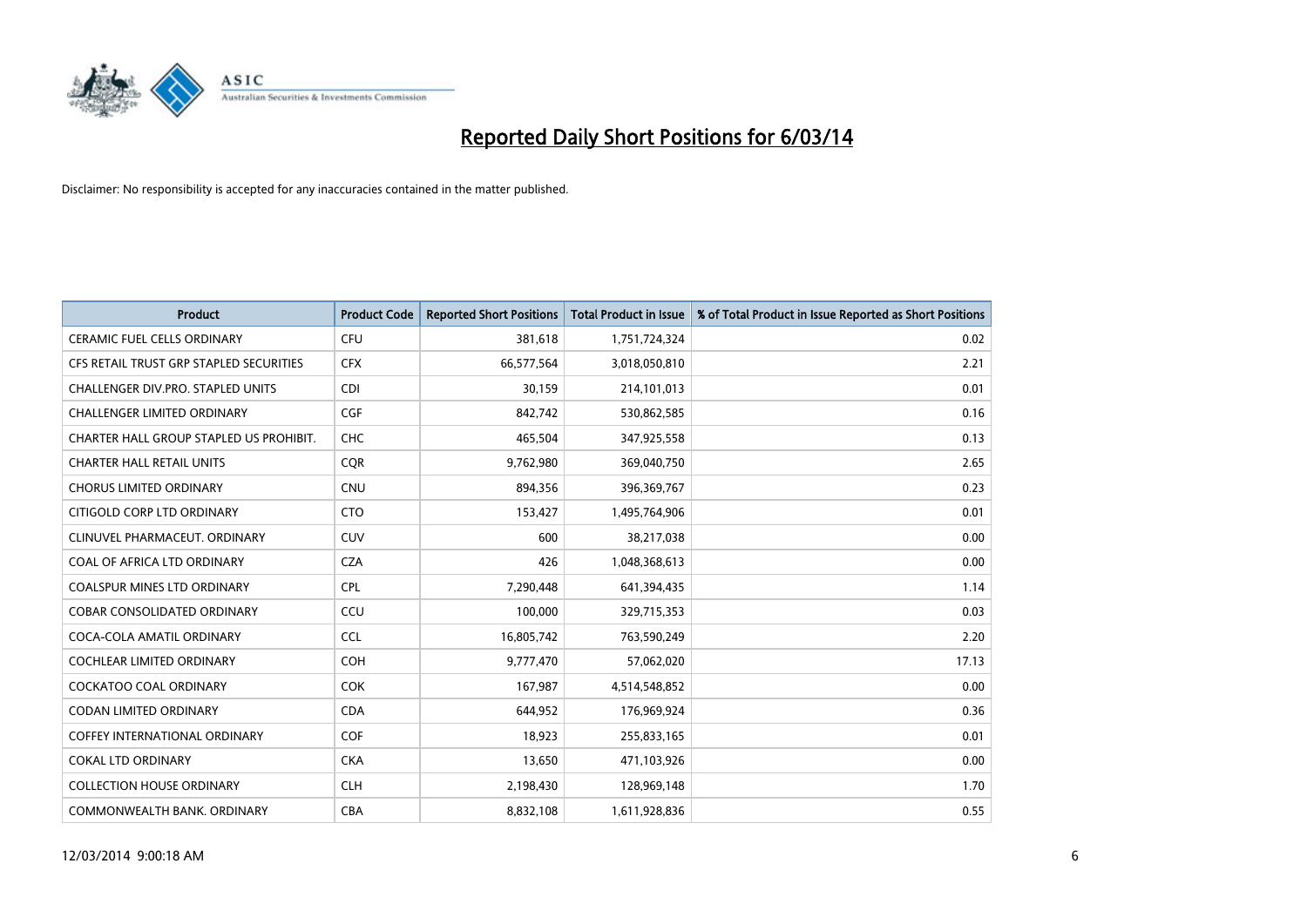# Reported Daily Short Positions for 6/03/14

Disclaimer: No responsibility is accepted for any inaccuracies contained in the matter published.

| Product | Product Code | Reported Short Positions | Total Product in Issue | % of Total Product in Issue Reported as Short Positions |
|---|---|---|---|---|
| CERAMIC FUEL CELLS ORDINARY | CFU | 381,618 | 1,751,724,324 | 0.02 |
| CFS RETAIL TRUST GRP STAPLED SECURITIES | CFX | 66,577,564 | 3,018,050,810 | 2.21 |
| CHALLENGER DIV.PRO. STAPLED UNITS | CDI | 30,159 | 214,101,013 | 0.01 |
| CHALLENGER LIMITED ORDINARY | CGF | 842,742 | 530,862,585 | 0.16 |
| CHARTER HALL GROUP STAPLED US PROHIBIT. | CHC | 465,504 | 347,925,558 | 0.13 |
| CHARTER HALL RETAIL UNITS | CQR | 9,762,980 | 369,040,750 | 2.65 |
| CHORUS LIMITED ORDINARY | CNU | 894,356 | 396,369,767 | 0.23 |
| CITIGOLD CORP LTD ORDINARY | CTO | 153,427 | 1,495,764,906 | 0.01 |
| CLINUVEL PHARMACEUT. ORDINARY | CUV | 600 | 38,217,038 | 0.00 |
| COAL OF AFRICA LTD ORDINARY | CZA | 426 | 1,048,368,613 | 0.00 |
| COALSPUR MINES LTD ORDINARY | CPL | 7,290,448 | 641,394,435 | 1.14 |
| COBAR CONSOLIDATED ORDINARY | CCU | 100,000 | 329,715,353 | 0.03 |
| COCA-COLA AMATIL ORDINARY | CCL | 16,805,742 | 763,590,249 | 2.20 |
| COCHLEAR LIMITED ORDINARY | COH | 9,777,470 | 57,062,020 | 17.13 |
| COCKATOO COAL ORDINARY | COK | 167,987 | 4,514,548,852 | 0.00 |
| CODAN LIMITED ORDINARY | CDA | 644,952 | 176,969,924 | 0.36 |
| COFFEY INTERNATIONAL ORDINARY | COF | 18,923 | 255,833,165 | 0.01 |
| COKAL LTD ORDINARY | CKA | 13,650 | 471,103,926 | 0.00 |
| COLLECTION HOUSE ORDINARY | CLH | 2,198,430 | 128,969,148 | 1.70 |
| COMMONWEALTH BANK. ORDINARY | CBA | 8,832,108 | 1,611,928,836 | 0.55 |

12/03/2014 9:00:18 AM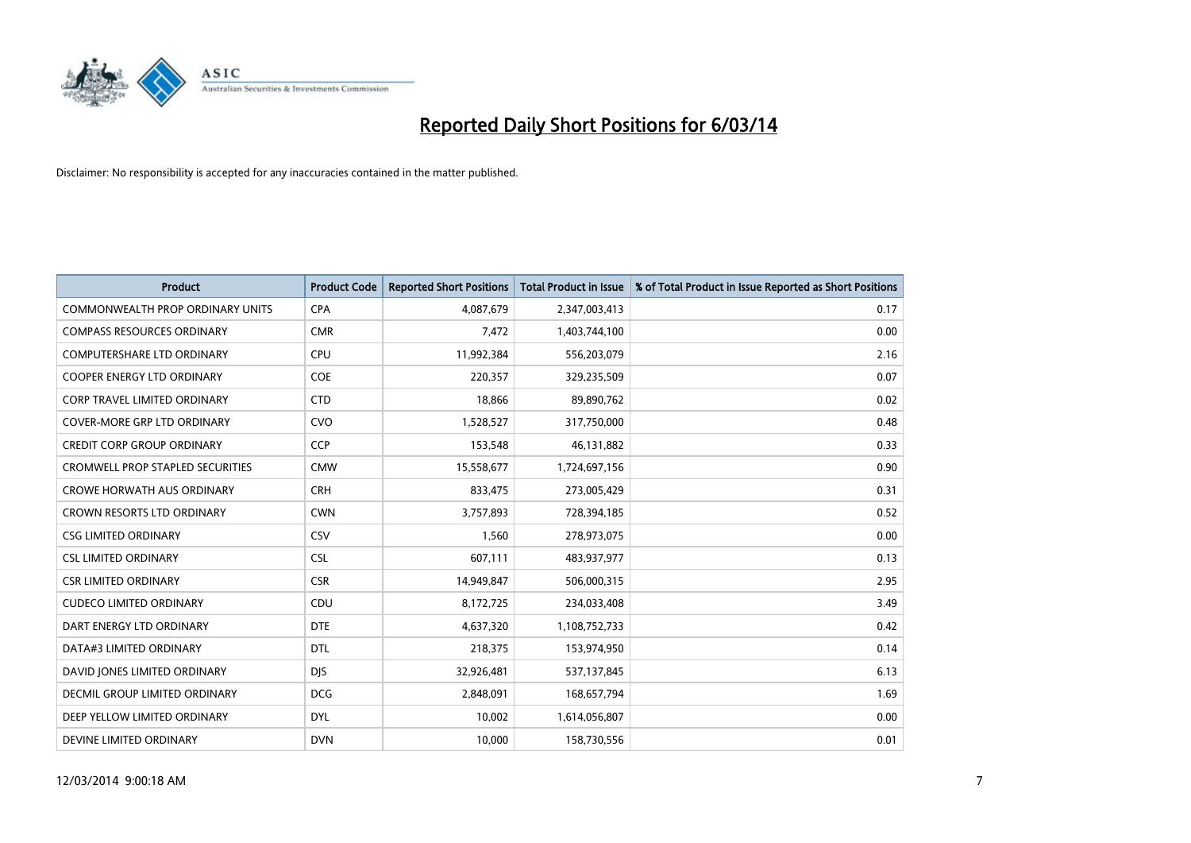# Reported Daily Short Positions for 6/03/14

Disclaimer: No responsibility is accepted for any inaccuracies contained in the matter published.

| Product | Product Code | Reported Short Positions | Total Product in Issue | % of Total Product in Issue Reported as Short Positions |
|---|---|---|---|---|
| COMMONWEALTH PROP ORDINARY UNITS | CPA | 4,087,679 | 2,347,003,413 | 0.17 |
| COMPASS RESOURCES ORDINARY | CMR | 7,472 | 1,403,744,100 | 0.00 |
| COMPUTERSHARE LTD ORDINARY | CPU | 11,992,384 | 556,203,079 | 2.16 |
| COOPER ENERGY LTD ORDINARY | COE | 220,357 | 329,235,509 | 0.07 |
| CORP TRAVEL LIMITED ORDINARY | CTD | 18,866 | 89,890,762 | 0.02 |
| COVER-MORE GRP LTD ORDINARY | CVO | 1,528,527 | 317,750,000 | 0.48 |
| CREDIT CORP GROUP ORDINARY | CCP | 153,548 | 46,131,882 | 0.33 |
| CROMWELL PROP STAPLED SECURITIES | CMW | 15,558,677 | 1,724,697,156 | 0.90 |
| CROWE HORWATH AUS ORDINARY | CRH | 833,475 | 273,005,429 | 0.31 |
| CROWN RESORTS LTD ORDINARY | CWN | 3,757,893 | 728,394,185 | 0.52 |
| CSG LIMITED ORDINARY | CSV | 1,560 | 278,973,075 | 0.00 |
| CSL LIMITED ORDINARY | CSL | 607,111 | 483,937,977 | 0.13 |
| CSR LIMITED ORDINARY | CSR | 14,949,847 | 506,000,315 | 2.95 |
| CUDECO LIMITED ORDINARY | CDU | 8,172,725 | 234,033,408 | 3.49 |
| DART ENERGY LTD ORDINARY | DTE | 4,637,320 | 1,108,752,733 | 0.42 |
| DATA#3 LIMITED ORDINARY | DTL | 218,375 | 153,974,950 | 0.14 |
| DAVID JONES LIMITED ORDINARY | DJS | 32,926,481 | 537,137,845 | 6.13 |
| DECMIL GROUP LIMITED ORDINARY | DCG | 2,848,091 | 168,657,794 | 1.69 |
| DEEP YELLOW LIMITED ORDINARY | DYL | 10,002 | 1,614,056,807 | 0.00 |
| DEVINE LIMITED ORDINARY | DVN | 10,000 | 158,730,556 | 0.01 |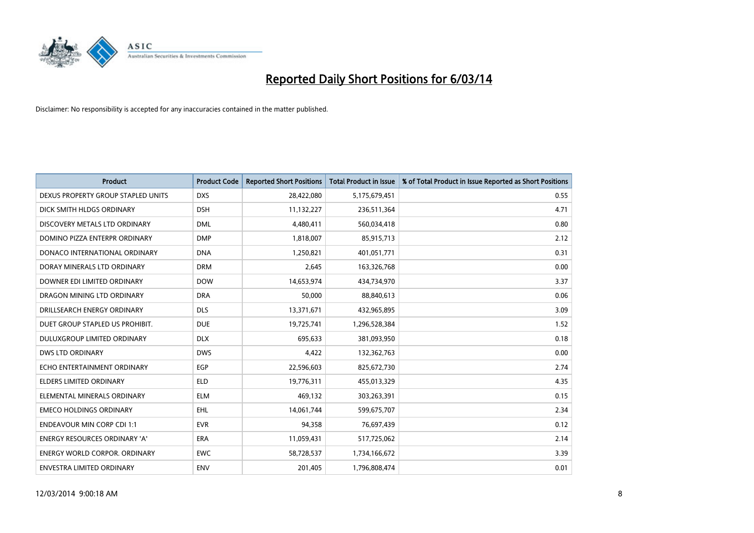# Reported Daily Short Positions for 6/03/14

Disclaimer: No responsibility is accepted for any inaccuracies contained in the matter published.

| Product | Product Code | Reported Short Positions | Total Product in Issue | % of Total Product in Issue Reported as Short Positions |
|---|---|---|---|---|
| DEXUS PROPERTY GROUP STAPLED UNITS | DXS | 28,422,080 | 5,175,679,451 | 0.55 |
| DICK SMITH HLDGS ORDINARY | DSH | 11,132,227 | 236,511,364 | 4.71 |
| DISCOVERY METALS LTD ORDINARY | DML | 4,480,411 | 560,034,418 | 0.80 |
| DOMINO PIZZA ENTERPR ORDINARY | DMP | 1,818,007 | 85,915,713 | 2.12 |
| DONACO INTERNATIONAL ORDINARY | DNA | 1,250,821 | 401,051,771 | 0.31 |
| DORAY MINERALS LTD ORDINARY | DRM | 2,645 | 163,326,768 | 0.00 |
| DOWNER EDI LIMITED ORDINARY | DOW | 14,653,974 | 434,734,970 | 3.37 |
| DRAGON MINING LTD ORDINARY | DRA | 50,000 | 88,840,613 | 0.06 |
| DRILLSEARCH ENERGY ORDINARY | DLS | 13,371,671 | 432,965,895 | 3.09 |
| DUET GROUP STAPLED US PROHIBIT. | DUE | 19,725,741 | 1,296,528,384 | 1.52 |
| DULUXGROUP LIMITED ORDINARY | DLX | 695,633 | 381,093,950 | 0.18 |
| DWS LTD ORDINARY | DWS | 4,422 | 132,362,763 | 0.00 |
| ECHO ENTERTAINMENT ORDINARY | EGP | 22,596,603 | 825,672,730 | 2.74 |
| ELDERS LIMITED ORDINARY | ELD | 19,776,311 | 455,013,329 | 4.35 |
| ELEMENTAL MINERALS ORDINARY | ELM | 469,132 | 303,263,391 | 0.15 |
| EMECO HOLDINGS ORDINARY | EHL | 14,061,744 | 599,675,707 | 2.34 |
| ENDEAVOUR MIN CORP CDI 1:1 | EVR | 94,358 | 76,697,439 | 0.12 |
| ENERGY RESOURCES ORDINARY 'A' | ERA | 11,059,431 | 517,725,062 | 2.14 |
| ENERGY WORLD CORPOR. ORDINARY | EWC | 58,728,537 | 1,734,166,672 | 3.39 |
| ENVESTRA LIMITED ORDINARY | ENV | 201,405 | 1,796,808,474 | 0.01 |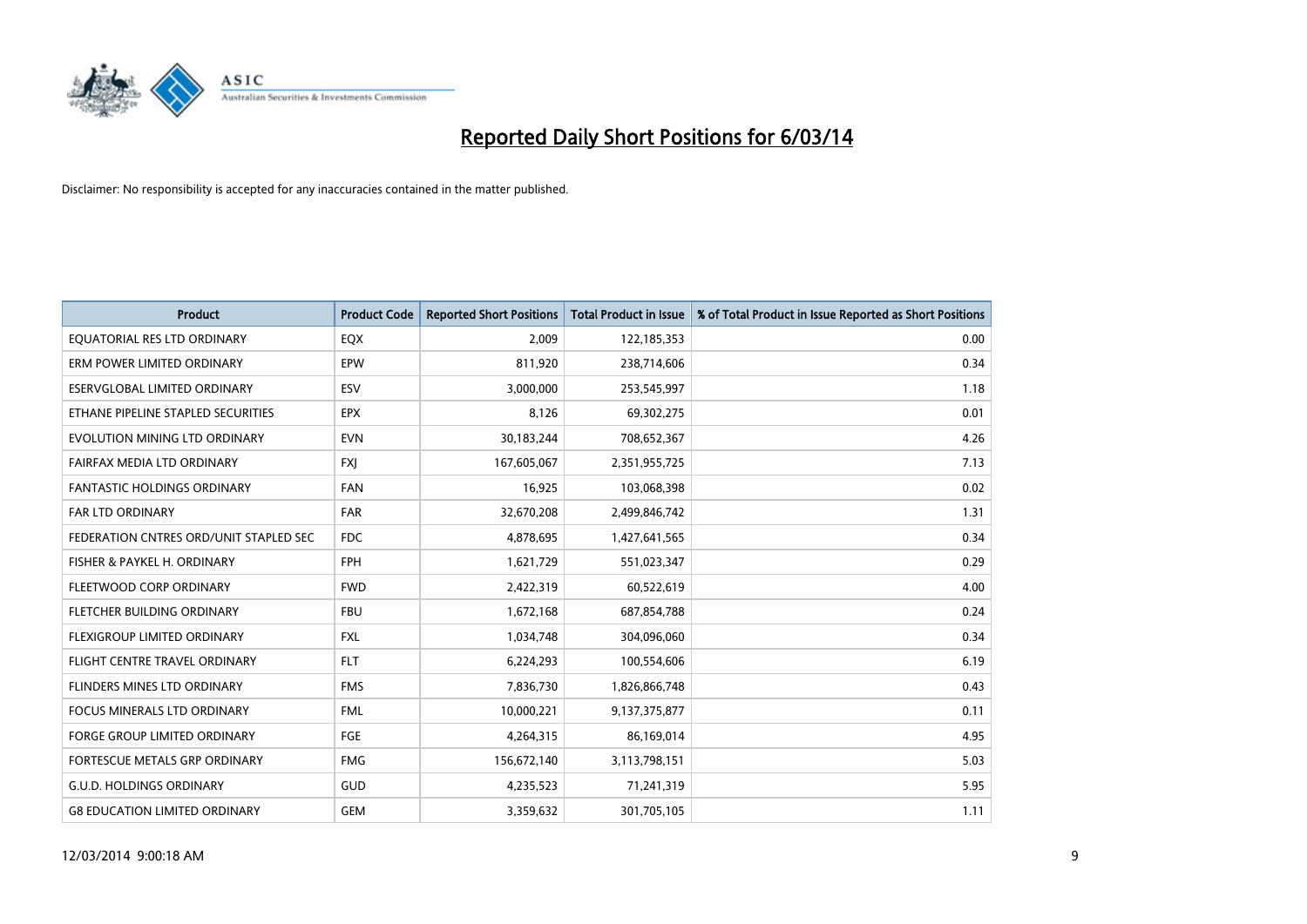# Reported Daily Short Positions for 6/03/14

Disclaimer: No responsibility is accepted for any inaccuracies contained in the matter published.

| Product | Product Code | Reported Short Positions | Total Product in Issue | % of Total Product in Issue Reported as Short Positions |
|---|---|---|---|---|
| EQUATORIAL RES LTD ORDINARY | EQX | 2,009 | 122,185,353 | 0.00 |
| ERM POWER LIMITED ORDINARY | EPW | 811,920 | 238,714,606 | 0.34 |
| ESERVGLOBAL LIMITED ORDINARY | ESV | 3,000,000 | 253,545,997 | 1.18 |
| ETHANE PIPELINE STAPLED SECURITIES | EPX | 8,126 | 69,302,275 | 0.01 |
| EVOLUTION MINING LTD ORDINARY | EVN | 30,183,244 | 708,652,367 | 4.26 |
| FAIRFAX MEDIA LTD ORDINARY | FXJ | 167,605,067 | 2,351,955,725 | 7.13 |
| FANTASTIC HOLDINGS ORDINARY | FAN | 16,925 | 103,068,398 | 0.02 |
| FAR LTD ORDINARY | FAR | 32,670,208 | 2,499,846,742 | 1.31 |
| FEDERATION CNTRES ORD/UNIT STAPLED SEC | FDC | 4,878,695 | 1,427,641,565 | 0.34 |
| FISHER & PAYKEL H. ORDINARY | FPH | 1,621,729 | 551,023,347 | 0.29 |
| FLEETWOOD CORP ORDINARY | FWD | 2,422,319 | 60,522,619 | 4.00 |
| FLETCHER BUILDING ORDINARY | FBU | 1,672,168 | 687,854,788 | 0.24 |
| FLEXIGROUP LIMITED ORDINARY | FXL | 1,034,748 | 304,096,060 | 0.34 |
| FLIGHT CENTRE TRAVEL ORDINARY | FLT | 6,224,293 | 100,554,606 | 6.19 |
| FLINDERS MINES LTD ORDINARY | FMS | 7,836,730 | 1,826,866,748 | 0.43 |
| FOCUS MINERALS LTD ORDINARY | FML | 10,000,221 | 9,137,375,877 | 0.11 |
| FORGE GROUP LIMITED ORDINARY | FGE | 4,264,315 | 86,169,014 | 4.95 |
| FORTESCUE METALS GRP ORDINARY | FMG | 156,672,140 | 3,113,798,151 | 5.03 |
| G.U.D. HOLDINGS ORDINARY | GUD | 4,235,523 | 71,241,319 | 5.95 |
| G8 EDUCATION LIMITED ORDINARY | GEM | 3,359,632 | 301,705,105 | 1.11 |

12/03/2014 9:00:18 AM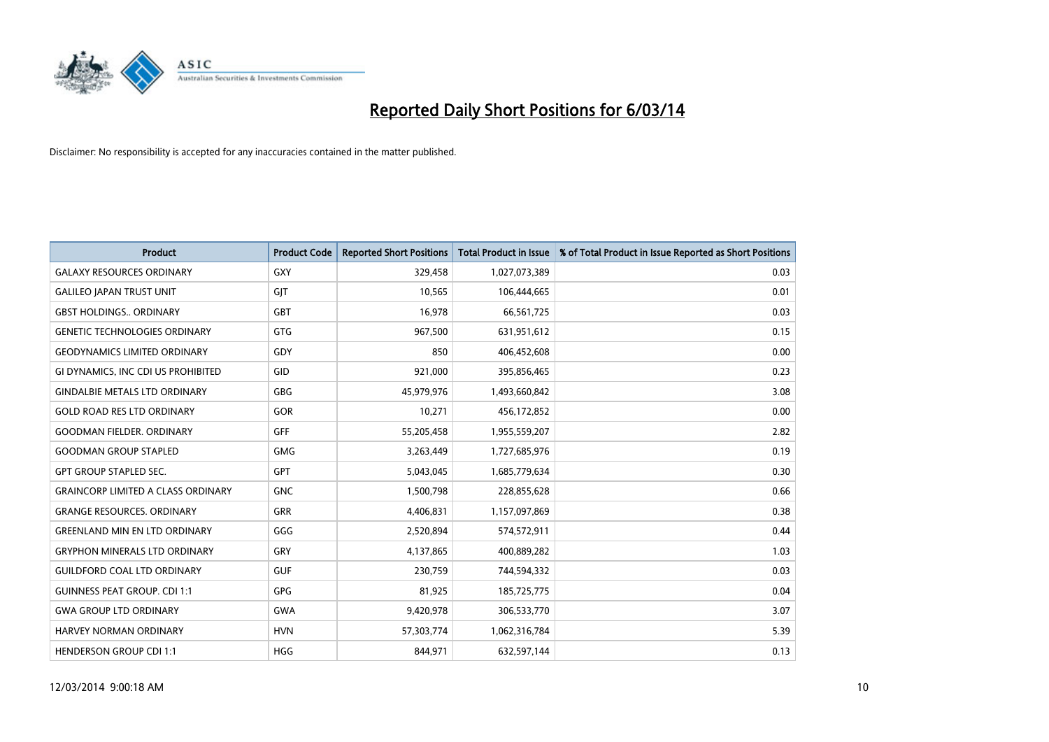# Reported Daily Short Positions for 6/03/14

Disclaimer: No responsibility is accepted for any inaccuracies contained in the matter published.

| Product | Product Code | Reported Short Positions | Total Product in Issue | % of Total Product in Issue Reported as Short Positions |
|---|---|---|---|---|
| GALAXY RESOURCES ORDINARY | GXY | 329,458 | 1,027,073,389 | 0.03 |
| GALILEO JAPAN TRUST UNIT | GJT | 10,565 | 106,444,665 | 0.01 |
| GBST HOLDINGS.. ORDINARY | GBT | 16,978 | 66,561,725 | 0.03 |
| GENETIC TECHNOLOGIES ORDINARY | GTG | 967,500 | 631,951,612 | 0.15 |
| GEODYNAMICS LIMITED ORDINARY | GDY | 850 | 406,452,608 | 0.00 |
| GI DYNAMICS, INC CDI US PROHIBITED | GID | 921,000 | 395,856,465 | 0.23 |
| GINDALBIE METALS LTD ORDINARY | GBG | 45,979,976 | 1,493,660,842 | 3.08 |
| GOLD ROAD RES LTD ORDINARY | GOR | 10,271 | 456,172,852 | 0.00 |
| GOODMAN FIELDER. ORDINARY | GFF | 55,205,458 | 1,955,559,207 | 2.82 |
| GOODMAN GROUP STAPLED | GMG | 3,263,449 | 1,727,685,976 | 0.19 |
| GPT GROUP STAPLED SEC. | GPT | 5,043,045 | 1,685,779,634 | 0.30 |
| GRAINCORP LIMITED A CLASS ORDINARY | GNC | 1,500,798 | 228,855,628 | 0.66 |
| GRANGE RESOURCES. ORDINARY | GRR | 4,406,831 | 1,157,097,869 | 0.38 |
| GREENLAND MIN EN LTD ORDINARY | GGG | 2,520,894 | 574,572,911 | 0.44 |
| GRYPHON MINERALS LTD ORDINARY | GRY | 4,137,865 | 400,889,282 | 1.03 |
| GUILDFORD COAL LTD ORDINARY | GUF | 230,759 | 744,594,332 | 0.03 |
| GUINNESS PEAT GROUP. CDI 1:1 | GPG | 81,925 | 185,725,775 | 0.04 |
| GWA GROUP LTD ORDINARY | GWA | 9,420,978 | 306,533,770 | 3.07 |
| HARVEY NORMAN ORDINARY | HVN | 57,303,774 | 1,062,316,784 | 5.39 |
| HENDERSON GROUP CDI 1:1 | HGG | 844,971 | 632,597,144 | 0.13 |

12/03/2014 9:00:18 AM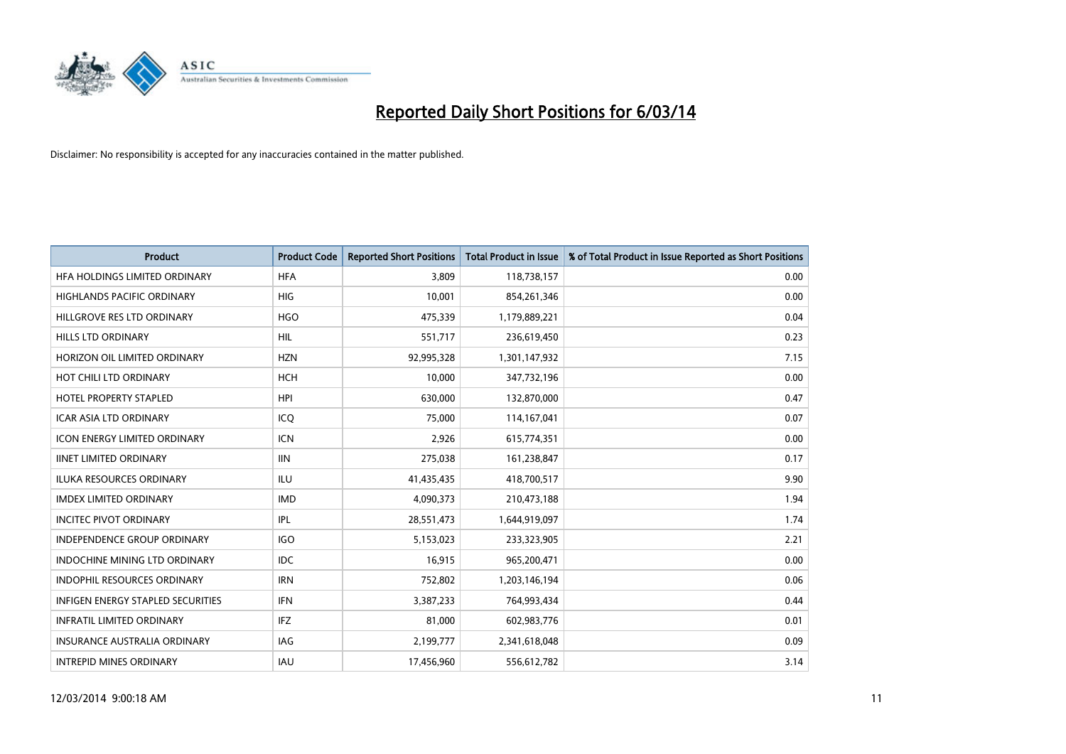# Reported Daily Short Positions for 6/03/14

Disclaimer: No responsibility is accepted for any inaccuracies contained in the matter published.

| Product | Product Code | Reported Short Positions | Total Product in Issue | % of Total Product in Issue Reported as Short Positions |
|---|---|---|---|---|
| HFA HOLDINGS LIMITED ORDINARY | HFA | 3,809 | 118,738,157 | 0.00 |
| HIGHLANDS PACIFIC ORDINARY | HIG | 10,001 | 854,261,346 | 0.00 |
| HILLGROVE RES LTD ORDINARY | HGO | 475,339 | 1,179,889,221 | 0.04 |
| HILLS LTD ORDINARY | HIL | 551,717 | 236,619,450 | 0.23 |
| HORIZON OIL LIMITED ORDINARY | HZN | 92,995,328 | 1,301,147,932 | 7.15 |
| HOT CHILI LTD ORDINARY | HCH | 10,000 | 347,732,196 | 0.00 |
| HOTEL PROPERTY STAPLED | HPI | 630,000 | 132,870,000 | 0.47 |
| ICAR ASIA LTD ORDINARY | ICQ | 75,000 | 114,167,041 | 0.07 |
| ICON ENERGY LIMITED ORDINARY | ICN | 2,926 | 615,774,351 | 0.00 |
| IINET LIMITED ORDINARY | IIN | 275,038 | 161,238,847 | 0.17 |
| ILUKA RESOURCES ORDINARY | ILU | 41,435,435 | 418,700,517 | 9.90 |
| IMDEX LIMITED ORDINARY | IMD | 4,090,373 | 210,473,188 | 1.94 |
| INCITEC PIVOT ORDINARY | IPL | 28,551,473 | 1,644,919,097 | 1.74 |
| INDEPENDENCE GROUP ORDINARY | IGO | 5,153,023 | 233,323,905 | 2.21 |
| INDOCHINE MINING LTD ORDINARY | IDC | 16,915 | 965,200,471 | 0.00 |
| INDOPHIL RESOURCES ORDINARY | IRN | 752,802 | 1,203,146,194 | 0.06 |
| INFIGEN ENERGY STAPLED SECURITIES | IFN | 3,387,233 | 764,993,434 | 0.44 |
| INFRATIL LIMITED ORDINARY | IFZ | 81,000 | 602,983,776 | 0.01 |
| INSURANCE AUSTRALIA ORDINARY | IAG | 2,199,777 | 2,341,618,048 | 0.09 |
| INTREPID MINES ORDINARY | IAU | 17,456,960 | 556,612,782 | 3.14 |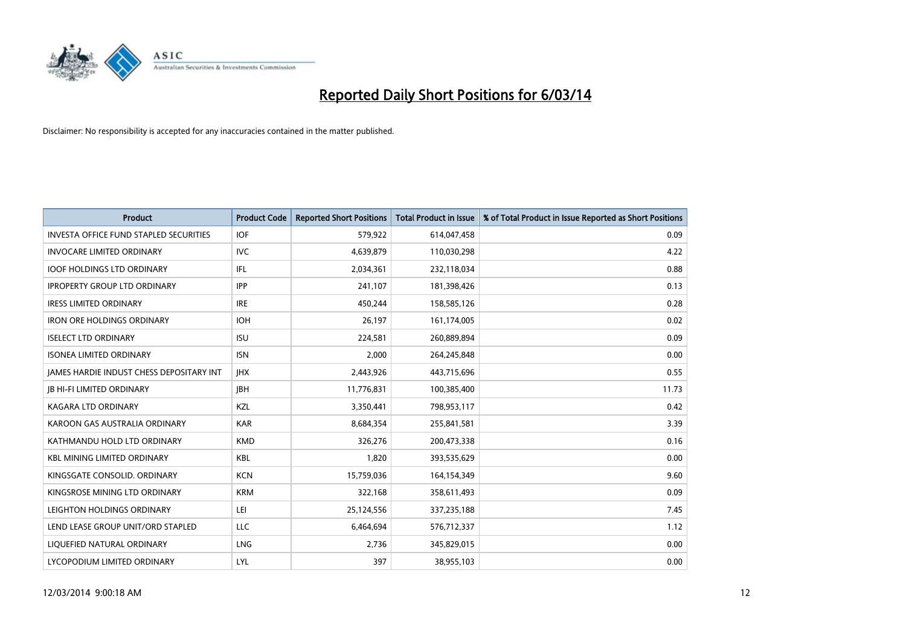# Reported Daily Short Positions for 6/03/14

Disclaimer: No responsibility is accepted for any inaccuracies contained in the matter published.

| Product | Product Code | Reported Short Positions | Total Product in Issue | % of Total Product in Issue Reported as Short Positions |
|---|---|---|---|---|
| INVESTA OFFICE FUND STAPLED SECURITIES | IOF | 579,922 | 614,047,458 | 0.09 |
| INVOCARE LIMITED ORDINARY | IVC | 4,639,879 | 110,030,298 | 4.22 |
| IOOF HOLDINGS LTD ORDINARY | IFL | 2,034,361 | 232,118,034 | 0.88 |
| IPROPERTY GROUP LTD ORDINARY | IPP | 241,107 | 181,398,426 | 0.13 |
| IRESS LIMITED ORDINARY | IRE | 450,244 | 158,585,126 | 0.28 |
| IRON ORE HOLDINGS ORDINARY | IOH | 26,197 | 161,174,005 | 0.02 |
| ISELECT LTD ORDINARY | ISU | 224,581 | 260,889,894 | 0.09 |
| ISONEA LIMITED ORDINARY | ISN | 2,000 | 264,245,848 | 0.00 |
| JAMES HARDIE INDUST CHESS DEPOSITARY INT | JHX | 2,443,926 | 443,715,696 | 0.55 |
| JB HI-FI LIMITED ORDINARY | JBH | 11,776,831 | 100,385,400 | 11.73 |
| KAGARA LTD ORDINARY | KZL | 3,350,441 | 798,953,117 | 0.42 |
| KAROON GAS AUSTRALIA ORDINARY | KAR | 8,684,354 | 255,841,581 | 3.39 |
| KATHMANDU HOLD LTD ORDINARY | KMD | 326,276 | 200,473,338 | 0.16 |
| KBL MINING LIMITED ORDINARY | KBL | 1,820 | 393,535,629 | 0.00 |
| KINGSGATE CONSOLID. ORDINARY | KCN | 15,759,036 | 164,154,349 | 9.60 |
| KINGSROSE MINING LTD ORDINARY | KRM | 322,168 | 358,611,493 | 0.09 |
| LEIGHTON HOLDINGS ORDINARY | LEI | 25,124,556 | 337,235,188 | 7.45 |
| LEND LEASE GROUP UNIT/ORD STAPLED | LLC | 6,464,694 | 576,712,337 | 1.12 |
| LIQUEFIED NATURAL ORDINARY | LNG | 2,736 | 345,829,015 | 0.00 |
| LYCOPODIUM LIMITED ORDINARY | LYL | 397 | 38,955,103 | 0.00 |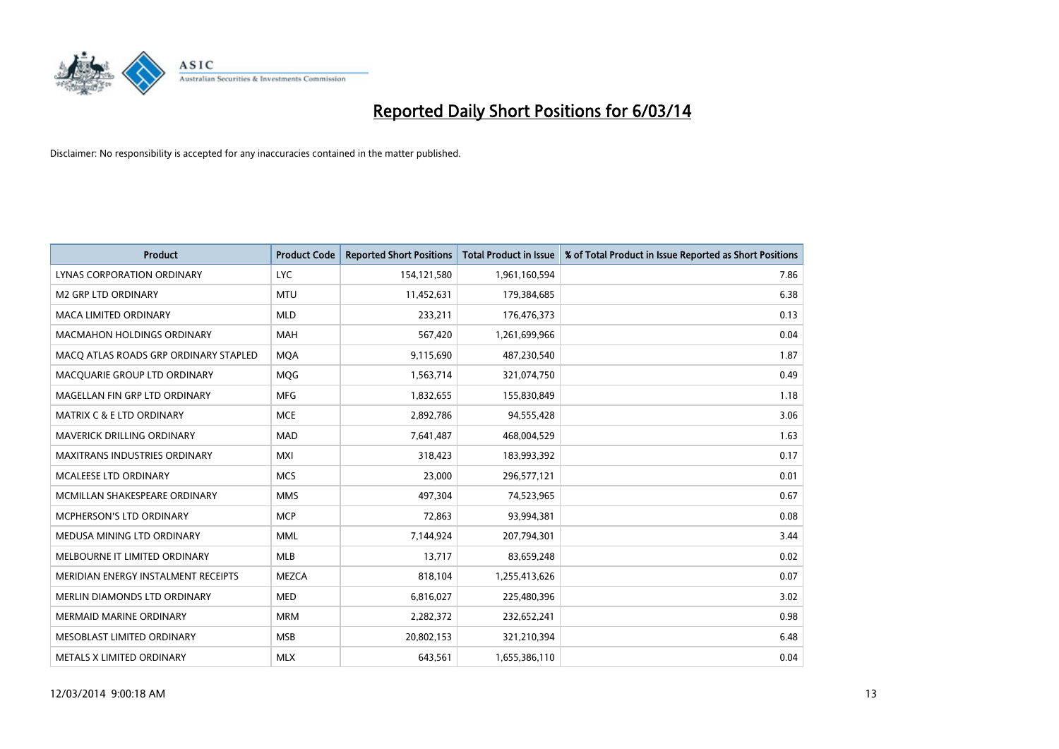# Reported Daily Short Positions for 6/03/14

Disclaimer: No responsibility is accepted for any inaccuracies contained in the matter published.

| Product | Product Code | Reported Short Positions | Total Product in Issue | % of Total Product in Issue Reported as Short Positions |
|---|---|---|---|---|
| LYNAS CORPORATION ORDINARY | LYC | 154,121,580 | 1,961,160,594 | 7.86 |
| M2 GRP LTD ORDINARY | MTU | 11,452,631 | 179,384,685 | 6.38 |
| MACA LIMITED ORDINARY | MLD | 233,211 | 176,476,373 | 0.13 |
| MACMAHON HOLDINGS ORDINARY | MAH | 567,420 | 1,261,699,966 | 0.04 |
| MACQ ATLAS ROADS GRP ORDINARY STAPLED | MQA | 9,115,690 | 487,230,540 | 1.87 |
| MACQUARIE GROUP LTD ORDINARY | MQG | 1,563,714 | 321,074,750 | 0.49 |
| MAGELLAN FIN GRP LTD ORDINARY | MFG | 1,832,655 | 155,830,849 | 1.18 |
| MATRIX C & E LTD ORDINARY | MCE | 2,892,786 | 94,555,428 | 3.06 |
| MAVERICK DRILLING ORDINARY | MAD | 7,641,487 | 468,004,529 | 1.63 |
| MAXITRANS INDUSTRIES ORDINARY | MXI | 318,423 | 183,993,392 | 0.17 |
| MCALEESE LTD ORDINARY | MCS | 23,000 | 296,577,121 | 0.01 |
| MCMILLAN SHAKESPEARE ORDINARY | MMS | 497,304 | 74,523,965 | 0.67 |
| MCPHERSON'S LTD ORDINARY | MCP | 72,863 | 93,994,381 | 0.08 |
| MEDUSA MINING LTD ORDINARY | MML | 7,144,924 | 207,794,301 | 3.44 |
| MELBOURNE IT LIMITED ORDINARY | MLB | 13,717 | 83,659,248 | 0.02 |
| MERIDIAN ENERGY INSTALMENT RECEIPTS | MEZCA | 818,104 | 1,255,413,626 | 0.07 |
| MERLIN DIAMONDS LTD ORDINARY | MED | 6,816,027 | 225,480,396 | 3.02 |
| MERMAID MARINE ORDINARY | MRM | 2,282,372 | 232,652,241 | 0.98 |
| MESOBLAST LIMITED ORDINARY | MSB | 20,802,153 | 321,210,394 | 6.48 |
| METALS X LIMITED ORDINARY | MLX | 643,561 | 1,655,386,110 | 0.04 |

12/03/2014 9:00:18 AM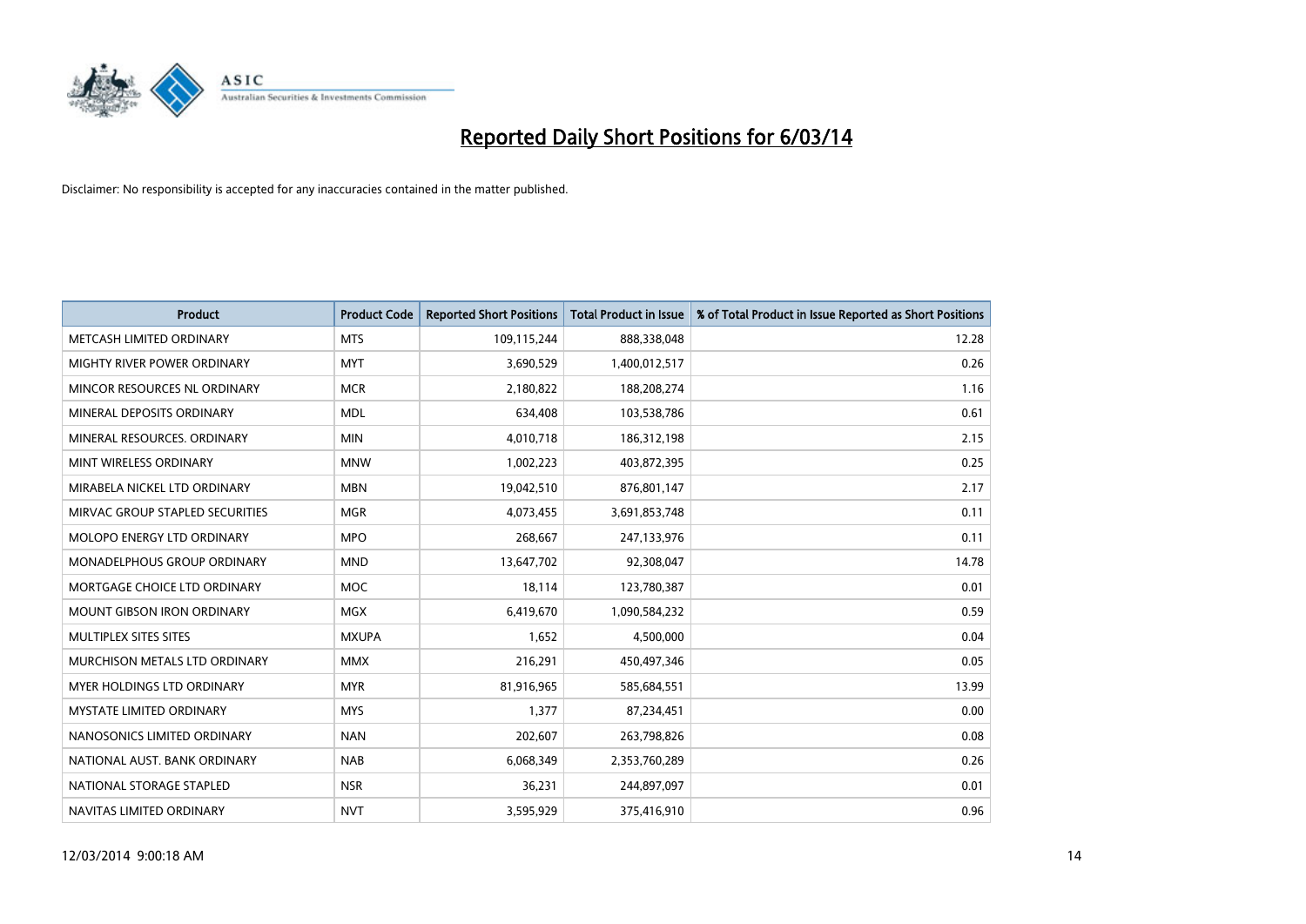# Reported Daily Short Positions for 6/03/14

Disclaimer: No responsibility is accepted for any inaccuracies contained in the matter published.

| Product | Product Code | Reported Short Positions | Total Product in Issue | % of Total Product in Issue Reported as Short Positions |
|---|---|---|---|---|
| METCASH LIMITED ORDINARY | MTS | 109,115,244 | 888,338,048 | 12.28 |
| MIGHTY RIVER POWER ORDINARY | MYT | 3,690,529 | 1,400,012,517 | 0.26 |
| MINCOR RESOURCES NL ORDINARY | MCR | 2,180,822 | 188,208,274 | 1.16 |
| MINERAL DEPOSITS ORDINARY | MDL | 634,408 | 103,538,786 | 0.61 |
| MINERAL RESOURCES. ORDINARY | MIN | 4,010,718 | 186,312,198 | 2.15 |
| MINT WIRELESS ORDINARY | MNW | 1,002,223 | 403,872,395 | 0.25 |
| MIRABELA NICKEL LTD ORDINARY | MBN | 19,042,510 | 876,801,147 | 2.17 |
| MIRVAC GROUP STAPLED SECURITIES | MGR | 4,073,455 | 3,691,853,748 | 0.11 |
| MOLOPO ENERGY LTD ORDINARY | MPO | 268,667 | 247,133,976 | 0.11 |
| MONADELPHOUS GROUP ORDINARY | MND | 13,647,702 | 92,308,047 | 14.78 |
| MORTGAGE CHOICE LTD ORDINARY | MOC | 18,114 | 123,780,387 | 0.01 |
| MOUNT GIBSON IRON ORDINARY | MGX | 6,419,670 | 1,090,584,232 | 0.59 |
| MULTIPLEX SITES SITES | MXUPA | 1,652 | 4,500,000 | 0.04 |
| MURCHISON METALS LTD ORDINARY | MMX | 216,291 | 450,497,346 | 0.05 |
| MYER HOLDINGS LTD ORDINARY | MYR | 81,916,965 | 585,684,551 | 13.99 |
| MYSTATE LIMITED ORDINARY | MYS | 1,377 | 87,234,451 | 0.00 |
| NANOSONICS LIMITED ORDINARY | NAN | 202,607 | 263,798,826 | 0.08 |
| NATIONAL AUST. BANK ORDINARY | NAB | 6,068,349 | 2,353,760,289 | 0.26 |
| NATIONAL STORAGE STAPLED | NSR | 36,231 | 244,897,097 | 0.01 |
| NAVITAS LIMITED ORDINARY | NVT | 3,595,929 | 375,416,910 | 0.96 |

12/03/2014 9:00:18 AM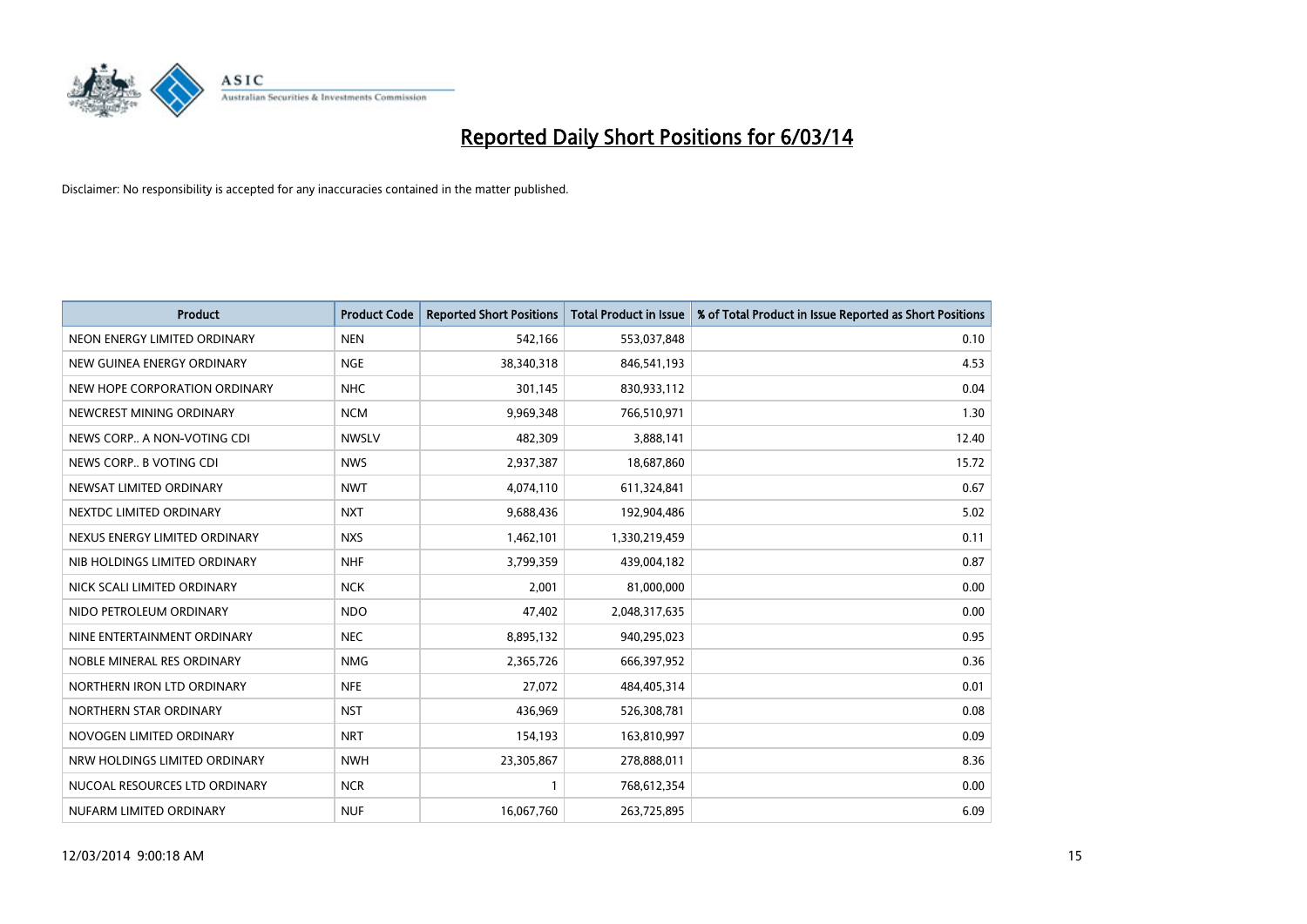# Reported Daily Short Positions for 6/03/14

Disclaimer: No responsibility is accepted for any inaccuracies contained in the matter published.

| Product | Product Code | Reported Short Positions | Total Product in Issue | % of Total Product in Issue Reported as Short Positions |
|---|---|---|---|---|
| NEON ENERGY LIMITED ORDINARY | NEN | 542,166 | 553,037,848 | 0.10 |
| NEW GUINEA ENERGY ORDINARY | NGE | 38,340,318 | 846,541,193 | 4.53 |
| NEW HOPE CORPORATION ORDINARY | NHC | 301,145 | 830,933,112 | 0.04 |
| NEWCREST MINING ORDINARY | NCM | 9,969,348 | 766,510,971 | 1.30 |
| NEWS CORP.. A NON-VOTING CDI | NWSLV | 482,309 | 3,888,141 | 12.40 |
| NEWS CORP.. B VOTING CDI | NWS | 2,937,387 | 18,687,860 | 15.72 |
| NEWSAT LIMITED ORDINARY | NWT | 4,074,110 | 611,324,841 | 0.67 |
| NEXTDC LIMITED ORDINARY | NXT | 9,688,436 | 192,904,486 | 5.02 |
| NEXUS ENERGY LIMITED ORDINARY | NXS | 1,462,101 | 1,330,219,459 | 0.11 |
| NIB HOLDINGS LIMITED ORDINARY | NHF | 3,799,359 | 439,004,182 | 0.87 |
| NICK SCALI LIMITED ORDINARY | NCK | 2,001 | 81,000,000 | 0.00 |
| NIDO PETROLEUM ORDINARY | NDO | 47,402 | 2,048,317,635 | 0.00 |
| NINE ENTERTAINMENT ORDINARY | NEC | 8,895,132 | 940,295,023 | 0.95 |
| NOBLE MINERAL RES ORDINARY | NMG | 2,365,726 | 666,397,952 | 0.36 |
| NORTHERN IRON LTD ORDINARY | NFE | 27,072 | 484,405,314 | 0.01 |
| NORTHERN STAR ORDINARY | NST | 436,969 | 526,308,781 | 0.08 |
| NOVOGEN LIMITED ORDINARY | NRT | 154,193 | 163,810,997 | 0.09 |
| NRW HOLDINGS LIMITED ORDINARY | NWH | 23,305,867 | 278,888,011 | 8.36 |
| NUCOAL RESOURCES LTD ORDINARY | NCR | 1 | 768,612,354 | 0.00 |
| NUFARM LIMITED ORDINARY | NUF | 16,067,760 | 263,725,895 | 6.09 |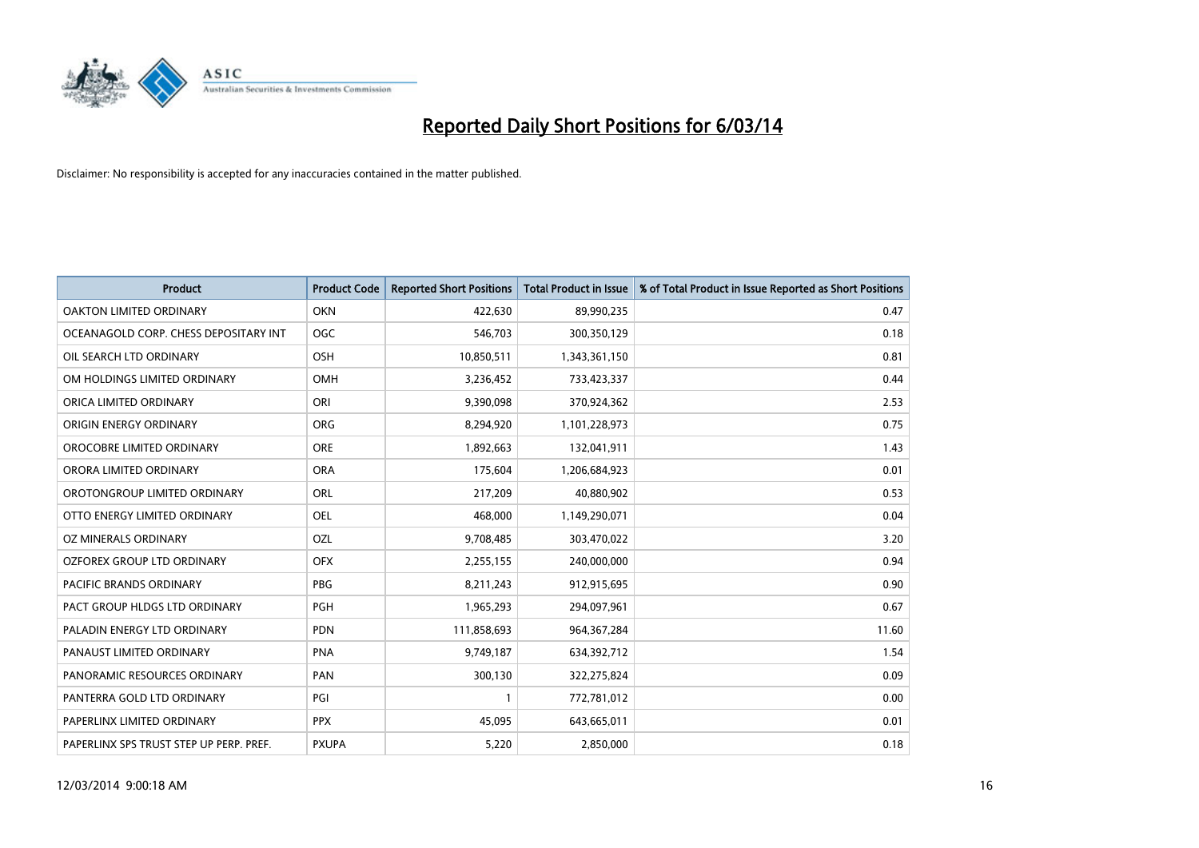# Reported Daily Short Positions for 6/03/14

Disclaimer: No responsibility is accepted for any inaccuracies contained in the matter published.

| Product | Product Code | Reported Short Positions | Total Product in Issue | % of Total Product in Issue Reported as Short Positions |
|---|---|---|---|---|
| OAKTON LIMITED ORDINARY | OKN | 422,630 | 89,990,235 | 0.47 |
| OCEANAGOLD CORP. CHESS DEPOSITARY INT | OGC | 546,703 | 300,350,129 | 0.18 |
| OIL SEARCH LTD ORDINARY | OSH | 10,850,511 | 1,343,361,150 | 0.81 |
| OM HOLDINGS LIMITED ORDINARY | OMH | 3,236,452 | 733,423,337 | 0.44 |
| ORICA LIMITED ORDINARY | ORI | 9,390,098 | 370,924,362 | 2.53 |
| ORIGIN ENERGY ORDINARY | ORG | 8,294,920 | 1,101,228,973 | 0.75 |
| OROCOBRE LIMITED ORDINARY | ORE | 1,892,663 | 132,041,911 | 1.43 |
| ORORA LIMITED ORDINARY | ORA | 175,604 | 1,206,684,923 | 0.01 |
| OROTONGROUP LIMITED ORDINARY | ORL | 217,209 | 40,880,902 | 0.53 |
| OTTO ENERGY LIMITED ORDINARY | OEL | 468,000 | 1,149,290,071 | 0.04 |
| OZ MINERALS ORDINARY | OZL | 9,708,485 | 303,470,022 | 3.20 |
| OZFOREX GROUP LTD ORDINARY | OFX | 2,255,155 | 240,000,000 | 0.94 |
| PACIFIC BRANDS ORDINARY | PBG | 8,211,243 | 912,915,695 | 0.90 |
| PACT GROUP HLDGS LTD ORDINARY | PGH | 1,965,293 | 294,097,961 | 0.67 |
| PALADIN ENERGY LTD ORDINARY | PDN | 111,858,693 | 964,367,284 | 11.60 |
| PANAUST LIMITED ORDINARY | PNA | 9,749,187 | 634,392,712 | 1.54 |
| PANORAMIC RESOURCES ORDINARY | PAN | 300,130 | 322,275,824 | 0.09 |
| PANTERRA GOLD LTD ORDINARY | PGI | 1 | 772,781,012 | 0.00 |
| PAPERLINX LIMITED ORDINARY | PPX | 45,095 | 643,665,011 | 0.01 |
| PAPERLINX SPS TRUST STEP UP PERP. PREF. | PXUPA | 5,220 | 2,850,000 | 0.18 |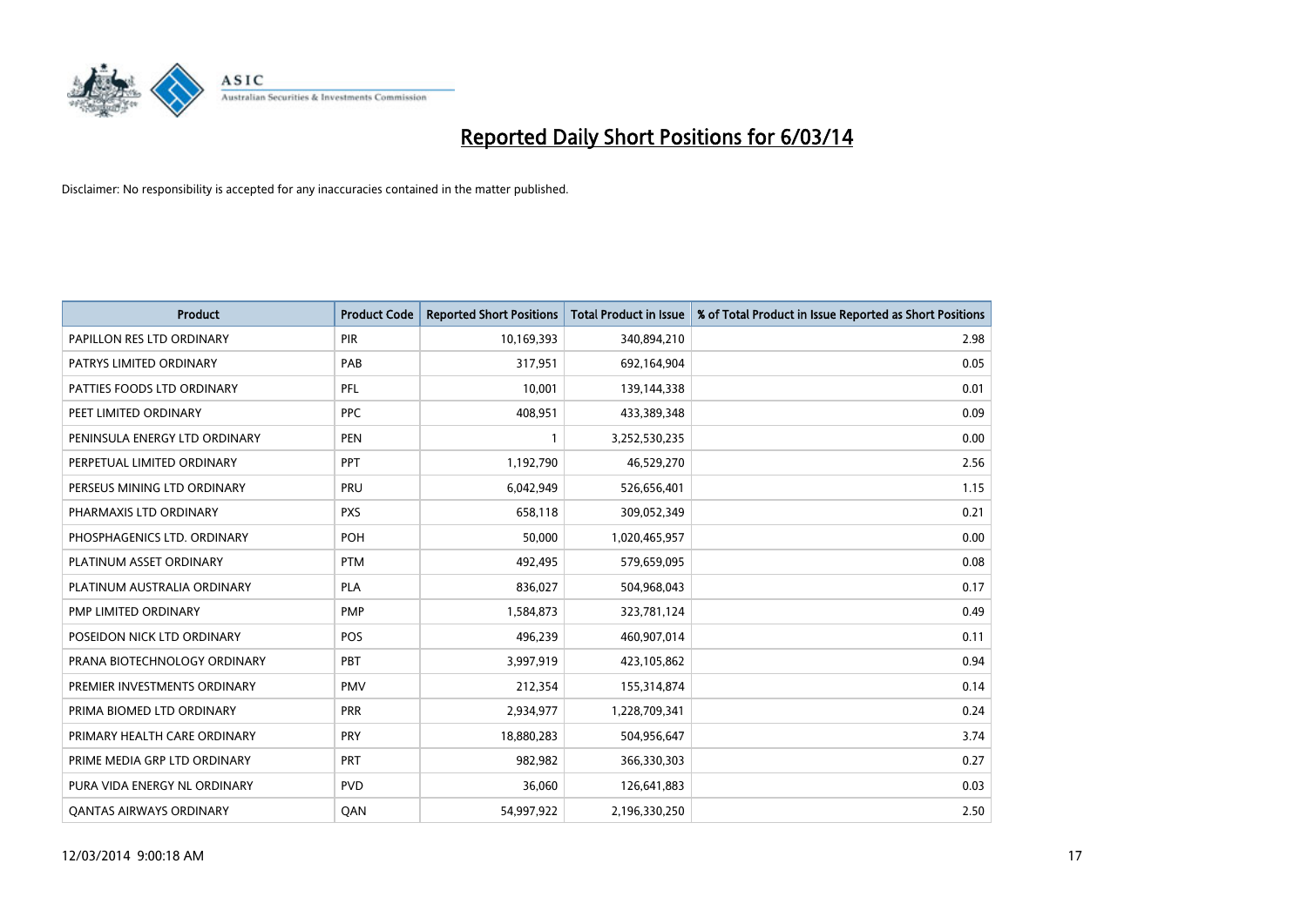# Reported Daily Short Positions for 6/03/14

Disclaimer: No responsibility is accepted for any inaccuracies contained in the matter published.

| Product | Product Code | Reported Short Positions | Total Product in Issue | % of Total Product in Issue Reported as Short Positions |
|---|---|---|---|---|
| PAPILLON RES LTD ORDINARY | PIR | 10,169,393 | 340,894,210 | 2.98 |
| PATRYS LIMITED ORDINARY | PAB | 317,951 | 692,164,904 | 0.05 |
| PATTIES FOODS LTD ORDINARY | PFL | 10,001 | 139,144,338 | 0.01 |
| PEET LIMITED ORDINARY | PPC | 408,951 | 433,389,348 | 0.09 |
| PENINSULA ENERGY LTD ORDINARY | PEN | 1 | 3,252,530,235 | 0.00 |
| PERPETUAL LIMITED ORDINARY | PPT | 1,192,790 | 46,529,270 | 2.56 |
| PERSEUS MINING LTD ORDINARY | PRU | 6,042,949 | 526,656,401 | 1.15 |
| PHARMAXIS LTD ORDINARY | PXS | 658,118 | 309,052,349 | 0.21 |
| PHOSPHAGENICS LTD. ORDINARY | POH | 50,000 | 1,020,465,957 | 0.00 |
| PLATINUM ASSET ORDINARY | PTM | 492,495 | 579,659,095 | 0.08 |
| PLATINUM AUSTRALIA ORDINARY | PLA | 836,027 | 504,968,043 | 0.17 |
| PMP LIMITED ORDINARY | PMP | 1,584,873 | 323,781,124 | 0.49 |
| POSEIDON NICK LTD ORDINARY | POS | 496,239 | 460,907,014 | 0.11 |
| PRANA BIOTECHNOLOGY ORDINARY | PBT | 3,997,919 | 423,105,862 | 0.94 |
| PREMIER INVESTMENTS ORDINARY | PMV | 212,354 | 155,314,874 | 0.14 |
| PRIMA BIOMED LTD ORDINARY | PRR | 2,934,977 | 1,228,709,341 | 0.24 |
| PRIMARY HEALTH CARE ORDINARY | PRY | 18,880,283 | 504,956,647 | 3.74 |
| PRIME MEDIA GRP LTD ORDINARY | PRT | 982,982 | 366,330,303 | 0.27 |
| PURA VIDA ENERGY NL ORDINARY | PVD | 36,060 | 126,641,883 | 0.03 |
| QANTAS AIRWAYS ORDINARY | QAN | 54,997,922 | 2,196,330,250 | 2.50 |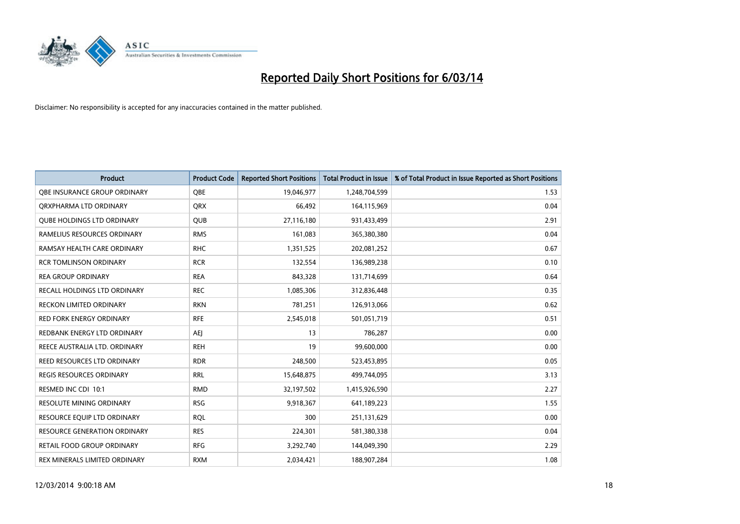# Reported Daily Short Positions for 6/03/14

Disclaimer: No responsibility is accepted for any inaccuracies contained in the matter published.

| Product | Product Code | Reported Short Positions | Total Product in Issue | % of Total Product in Issue Reported as Short Positions |
|---|---|---|---|---|
| QBE INSURANCE GROUP ORDINARY | QBE | 19,046,977 | 1,248,704,599 | 1.53 |
| QRXPHARMA LTD ORDINARY | QRX | 66,492 | 164,115,969 | 0.04 |
| QUBE HOLDINGS LTD ORDINARY | QUB | 27,116,180 | 931,433,499 | 2.91 |
| RAMELIUS RESOURCES ORDINARY | RMS | 161,083 | 365,380,380 | 0.04 |
| RAMSAY HEALTH CARE ORDINARY | RHC | 1,351,525 | 202,081,252 | 0.67 |
| RCR TOMLINSON ORDINARY | RCR | 132,554 | 136,989,238 | 0.10 |
| REA GROUP ORDINARY | REA | 843,328 | 131,714,699 | 0.64 |
| RECALL HOLDINGS LTD ORDINARY | REC | 1,085,306 | 312,836,448 | 0.35 |
| RECKON LIMITED ORDINARY | RKN | 781,251 | 126,913,066 | 0.62 |
| RED FORK ENERGY ORDINARY | RFE | 2,545,018 | 501,051,719 | 0.51 |
| REDBANK ENERGY LTD ORDINARY | AEJ | 13 | 786,287 | 0.00 |
| REECE AUSTRALIA LTD. ORDINARY | REH | 19 | 99,600,000 | 0.00 |
| REED RESOURCES LTD ORDINARY | RDR | 248,500 | 523,453,895 | 0.05 |
| REGIS RESOURCES ORDINARY | RRL | 15,648,875 | 499,744,095 | 3.13 |
| RESMED INC CDI 10:1 | RMD | 32,197,502 | 1,415,926,590 | 2.27 |
| RESOLUTE MINING ORDINARY | RSG | 9,918,367 | 641,189,223 | 1.55 |
| RESOURCE EQUIP LTD ORDINARY | RQL | 300 | 251,131,629 | 0.00 |
| RESOURCE GENERATION ORDINARY | RES | 224,301 | 581,380,338 | 0.04 |
| RETAIL FOOD GROUP ORDINARY | RFG | 3,292,740 | 144,049,390 | 2.29 |
| REX MINERALS LIMITED ORDINARY | RXM | 2,034,421 | 188,907,284 | 1.08 |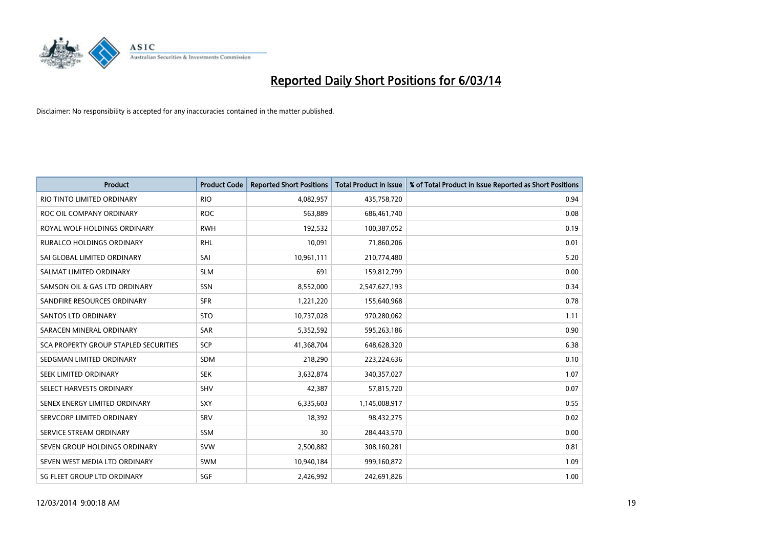# Reported Daily Short Positions for 6/03/14

Disclaimer: No responsibility is accepted for any inaccuracies contained in the matter published.

| Product | Product Code | Reported Short Positions | Total Product in Issue | % of Total Product in Issue Reported as Short Positions |
|---|---|---|---|---|
| RIO TINTO LIMITED ORDINARY | RIO | 4,082,957 | 435,758,720 | 0.94 |
| ROC OIL COMPANY ORDINARY | ROC | 563,889 | 686,461,740 | 0.08 |
| ROYAL WOLF HOLDINGS ORDINARY | RWH | 192,532 | 100,387,052 | 0.19 |
| RURALCO HOLDINGS ORDINARY | RHL | 10,091 | 71,860,206 | 0.01 |
| SAI GLOBAL LIMITED ORDINARY | SAI | 10,961,111 | 210,774,480 | 5.20 |
| SALMAT LIMITED ORDINARY | SLM | 691 | 159,812,799 | 0.00 |
| SAMSON OIL & GAS LTD ORDINARY | SSN | 8,552,000 | 2,547,627,193 | 0.34 |
| SANDFIRE RESOURCES ORDINARY | SFR | 1,221,220 | 155,640,968 | 0.78 |
| SANTOS LTD ORDINARY | STO | 10,737,028 | 970,280,062 | 1.11 |
| SARACEN MINERAL ORDINARY | SAR | 5,352,592 | 595,263,186 | 0.90 |
| SCA PROPERTY GROUP STAPLED SECURITIES | SCP | 41,368,704 | 648,628,320 | 6.38 |
| SEDGMAN LIMITED ORDINARY | SDM | 218,290 | 223,224,636 | 0.10 |
| SEEK LIMITED ORDINARY | SEK | 3,632,874 | 340,357,027 | 1.07 |
| SELECT HARVESTS ORDINARY | SHV | 42,387 | 57,815,720 | 0.07 |
| SENEX ENERGY LIMITED ORDINARY | SXY | 6,335,603 | 1,145,008,917 | 0.55 |
| SERVCORP LIMITED ORDINARY | SRV | 18,392 | 98,432,275 | 0.02 |
| SERVICE STREAM ORDINARY | SSM | 30 | 284,443,570 | 0.00 |
| SEVEN GROUP HOLDINGS ORDINARY | SVW | 2,500,882 | 308,160,281 | 0.81 |
| SEVEN WEST MEDIA LTD ORDINARY | SWM | 10,940,184 | 999,160,872 | 1.09 |
| SG FLEET GROUP LTD ORDINARY | SGF | 2,426,992 | 242,691,826 | 1.00 |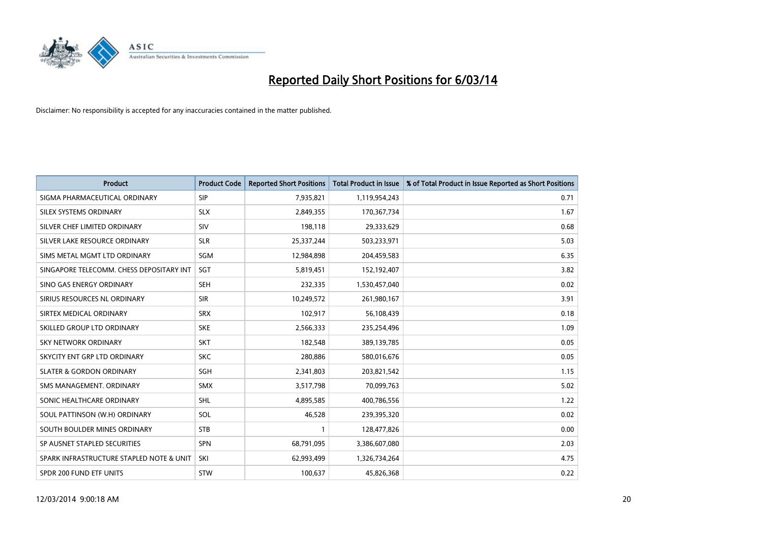# Reported Daily Short Positions for 6/03/14

Disclaimer: No responsibility is accepted for any inaccuracies contained in the matter published.

| Product | Product Code | Reported Short Positions | Total Product in Issue | % of Total Product in Issue Reported as Short Positions |
|---|---|---|---|---|
| SIGMA PHARMACEUTICAL ORDINARY | SIP | 7,935,821 | 1,119,954,243 | 0.71 |
| SILEX SYSTEMS ORDINARY | SLX | 2,849,355 | 170,367,734 | 1.67 |
| SILVER CHEF LIMITED ORDINARY | SIV | 198,118 | 29,333,629 | 0.68 |
| SILVER LAKE RESOURCE ORDINARY | SLR | 25,337,244 | 503,233,971 | 5.03 |
| SIMS METAL MGMT LTD ORDINARY | SGM | 12,984,898 | 204,459,583 | 6.35 |
| SINGAPORE TELECOMM. CHESS DEPOSITARY INT | SGT | 5,819,451 | 152,192,407 | 3.82 |
| SINO GAS ENERGY ORDINARY | SEH | 232,335 | 1,530,457,040 | 0.02 |
| SIRIUS RESOURCES NL ORDINARY | SIR | 10,249,572 | 261,980,167 | 3.91 |
| SIRTEX MEDICAL ORDINARY | SRX | 102,917 | 56,108,439 | 0.18 |
| SKILLED GROUP LTD ORDINARY | SKE | 2,566,333 | 235,254,496 | 1.09 |
| SKY NETWORK ORDINARY | SKT | 182,548 | 389,139,785 | 0.05 |
| SKYCITY ENT GRP LTD ORDINARY | SKC | 280,886 | 580,016,676 | 0.05 |
| SLATER & GORDON ORDINARY | SGH | 2,341,803 | 203,821,542 | 1.15 |
| SMS MANAGEMENT. ORDINARY | SMX | 3,517,798 | 70,099,763 | 5.02 |
| SONIC HEALTHCARE ORDINARY | SHL | 4,895,585 | 400,786,556 | 1.22 |
| SOUL PATTINSON (W.H) ORDINARY | SOL | 46,528 | 239,395,320 | 0.02 |
| SOUTH BOULDER MINES ORDINARY | STB | 1 | 128,477,826 | 0.00 |
| SP AUSNET STAPLED SECURITIES | SPN | 68,791,095 | 3,386,607,080 | 2.03 |
| SPARK INFRASTRUCTURE STAPLED NOTE & UNIT | SKI | 62,993,499 | 1,326,734,264 | 4.75 |
| SPDR 200 FUND ETF UNITS | STW | 100,637 | 45,826,368 | 0.22 |

12/03/2014 9:00:18 AM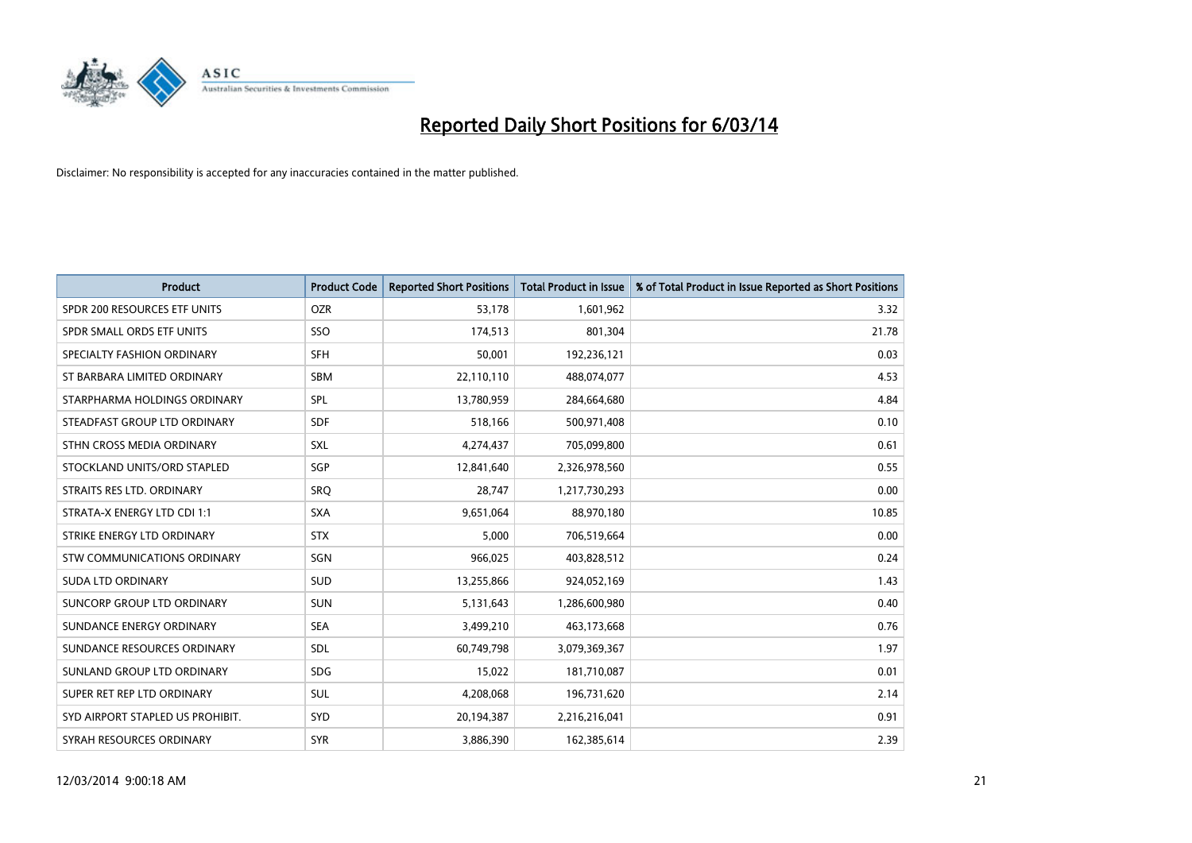# Reported Daily Short Positions for 6/03/14

Disclaimer: No responsibility is accepted for any inaccuracies contained in the matter published.

| Product | Product Code | Reported Short Positions | Total Product in Issue | % of Total Product in Issue Reported as Short Positions |
|---|---|---|---|---|
| SPDR 200 RESOURCES ETF UNITS | OZR | 53,178 | 1,601,962 | 3.32 |
| SPDR SMALL ORDS ETF UNITS | SSO | 174,513 | 801,304 | 21.78 |
| SPECIALTY FASHION ORDINARY | SFH | 50,001 | 192,236,121 | 0.03 |
| ST BARBARA LIMITED ORDINARY | SBM | 22,110,110 | 488,074,077 | 4.53 |
| STARPHARMA HOLDINGS ORDINARY | SPL | 13,780,959 | 284,664,680 | 4.84 |
| STEADFAST GROUP LTD ORDINARY | SDF | 518,166 | 500,971,408 | 0.10 |
| STHN CROSS MEDIA ORDINARY | SXL | 4,274,437 | 705,099,800 | 0.61 |
| STOCKLAND UNITS/ORD STAPLED | SGP | 12,841,640 | 2,326,978,560 | 0.55 |
| STRAITS RES LTD. ORDINARY | SRQ | 28,747 | 1,217,730,293 | 0.00 |
| STRATA-X ENERGY LTD CDI 1:1 | SXA | 9,651,064 | 88,970,180 | 10.85 |
| STRIKE ENERGY LTD ORDINARY | STX | 5,000 | 706,519,664 | 0.00 |
| STW COMMUNICATIONS ORDINARY | SGN | 966,025 | 403,828,512 | 0.24 |
| SUDA LTD ORDINARY | SUD | 13,255,866 | 924,052,169 | 1.43 |
| SUNCORP GROUP LTD ORDINARY | SUN | 5,131,643 | 1,286,600,980 | 0.40 |
| SUNDANCE ENERGY ORDINARY | SEA | 3,499,210 | 463,173,668 | 0.76 |
| SUNDANCE RESOURCES ORDINARY | SDL | 60,749,798 | 3,079,369,367 | 1.97 |
| SUNLAND GROUP LTD ORDINARY | SDG | 15,022 | 181,710,087 | 0.01 |
| SUPER RET REP LTD ORDINARY | SUL | 4,208,068 | 196,731,620 | 2.14 |
| SYD AIRPORT STAPLED US PROHIBIT. | SYD | 20,194,387 | 2,216,216,041 | 0.91 |
| SYRAH RESOURCES ORDINARY | SYR | 3,886,390 | 162,385,614 | 2.39 |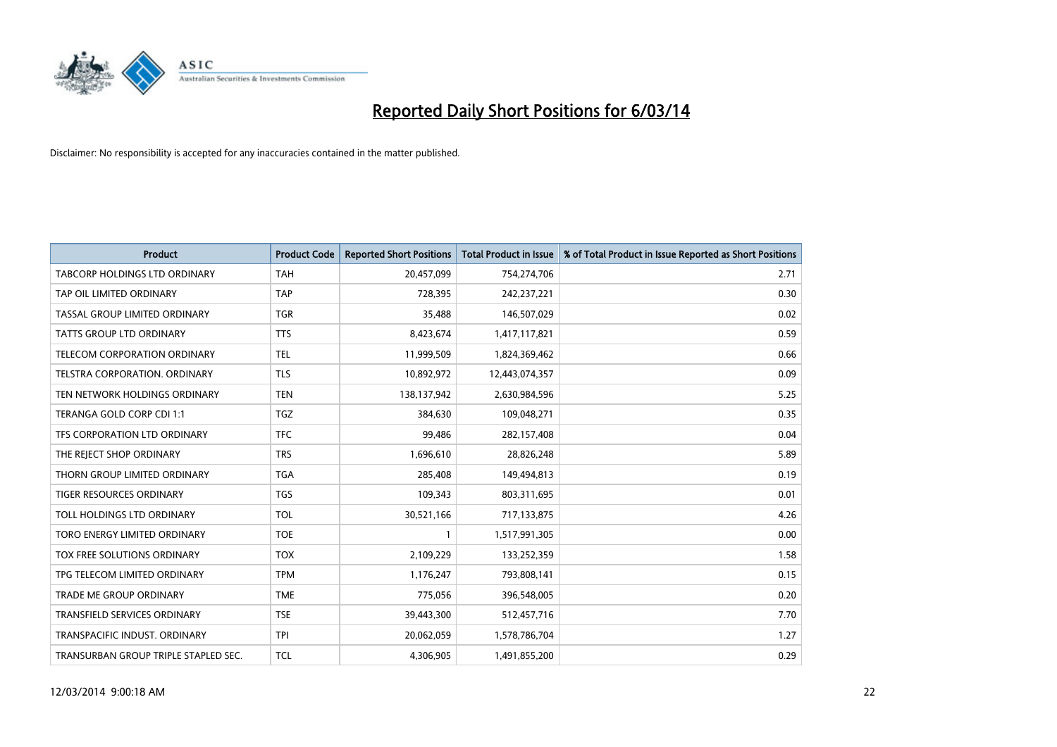# Reported Daily Short Positions for 6/03/14

Disclaimer: No responsibility is accepted for any inaccuracies contained in the matter published.

| Product | Product Code | Reported Short Positions | Total Product in Issue | % of Total Product in Issue Reported as Short Positions |
|---|---|---|---|---|
| TABCORP HOLDINGS LTD ORDINARY | TAH | 20,457,099 | 754,274,706 | 2.71 |
| TAP OIL LIMITED ORDINARY | TAP | 728,395 | 242,237,221 | 0.30 |
| TASSAL GROUP LIMITED ORDINARY | TGR | 35,488 | 146,507,029 | 0.02 |
| TATTS GROUP LTD ORDINARY | TTS | 8,423,674 | 1,417,117,821 | 0.59 |
| TELECOM CORPORATION ORDINARY | TEL | 11,999,509 | 1,824,369,462 | 0.66 |
| TELSTRA CORPORATION. ORDINARY | TLS | 10,892,972 | 12,443,074,357 | 0.09 |
| TEN NETWORK HOLDINGS ORDINARY | TEN | 138,137,942 | 2,630,984,596 | 5.25 |
| TERANGA GOLD CORP CDI 1:1 | TGZ | 384,630 | 109,048,271 | 0.35 |
| TFS CORPORATION LTD ORDINARY | TFC | 99,486 | 282,157,408 | 0.04 |
| THE REJECT SHOP ORDINARY | TRS | 1,696,610 | 28,826,248 | 5.89 |
| THORN GROUP LIMITED ORDINARY | TGA | 285,408 | 149,494,813 | 0.19 |
| TIGER RESOURCES ORDINARY | TGS | 109,343 | 803,311,695 | 0.01 |
| TOLL HOLDINGS LTD ORDINARY | TOL | 30,521,166 | 717,133,875 | 4.26 |
| TORO ENERGY LIMITED ORDINARY | TOE | 1 | 1,517,991,305 | 0.00 |
| TOX FREE SOLUTIONS ORDINARY | TOX | 2,109,229 | 133,252,359 | 1.58 |
| TPG TELECOM LIMITED ORDINARY | TPM | 1,176,247 | 793,808,141 | 0.15 |
| TRADE ME GROUP ORDINARY | TME | 775,056 | 396,548,005 | 0.20 |
| TRANSFIELD SERVICES ORDINARY | TSE | 39,443,300 | 512,457,716 | 7.70 |
| TRANSPACIFIC INDUST. ORDINARY | TPI | 20,062,059 | 1,578,786,704 | 1.27 |
| TRANSURBAN GROUP TRIPLE STAPLED SEC. | TCL | 4,306,905 | 1,491,855,200 | 0.29 |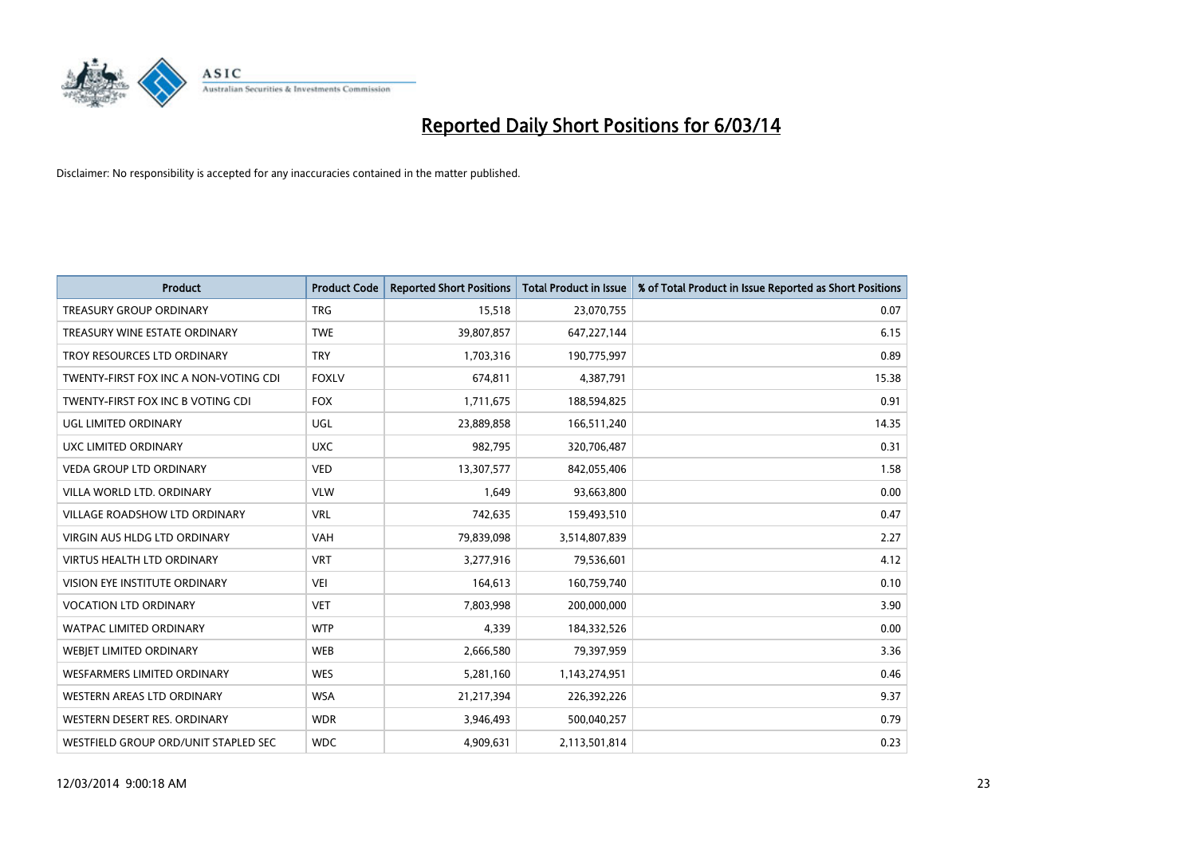# Reported Daily Short Positions for 6/03/14

Disclaimer: No responsibility is accepted for any inaccuracies contained in the matter published.

| Product | Product Code | Reported Short Positions | Total Product in Issue | % of Total Product in Issue Reported as Short Positions |
|---|---|---|---|---|
| TREASURY GROUP ORDINARY | TRG | 15,518 | 23,070,755 | 0.07 |
| TREASURY WINE ESTATE ORDINARY | TWE | 39,807,857 | 647,227,144 | 6.15 |
| TROY RESOURCES LTD ORDINARY | TRY | 1,703,316 | 190,775,997 | 0.89 |
| TWENTY-FIRST FOX INC A NON-VOTING CDI | FOXLV | 674,811 | 4,387,791 | 15.38 |
| TWENTY-FIRST FOX INC B VOTING CDI | FOX | 1,711,675 | 188,594,825 | 0.91 |
| UGL LIMITED ORDINARY | UGL | 23,889,858 | 166,511,240 | 14.35 |
| UXC LIMITED ORDINARY | UXC | 982,795 | 320,706,487 | 0.31 |
| VEDA GROUP LTD ORDINARY | VED | 13,307,577 | 842,055,406 | 1.58 |
| VILLA WORLD LTD. ORDINARY | VLW | 1,649 | 93,663,800 | 0.00 |
| VILLAGE ROADSHOW LTD ORDINARY | VRL | 742,635 | 159,493,510 | 0.47 |
| VIRGIN AUS HLDG LTD ORDINARY | VAH | 79,839,098 | 3,514,807,839 | 2.27 |
| VIRTUS HEALTH LTD ORDINARY | VRT | 3,277,916 | 79,536,601 | 4.12 |
| VISION EYE INSTITUTE ORDINARY | VEI | 164,613 | 160,759,740 | 0.10 |
| VOCATION LTD ORDINARY | VET | 7,803,998 | 200,000,000 | 3.90 |
| WATPAC LIMITED ORDINARY | WTP | 4,339 | 184,332,526 | 0.00 |
| WEBJET LIMITED ORDINARY | WEB | 2,666,580 | 79,397,959 | 3.36 |
| WESFARMERS LIMITED ORDINARY | WES | 5,281,160 | 1,143,274,951 | 0.46 |
| WESTERN AREAS LTD ORDINARY | WSA | 21,217,394 | 226,392,226 | 9.37 |
| WESTERN DESERT RES. ORDINARY | WDR | 3,946,493 | 500,040,257 | 0.79 |
| WESTFIELD GROUP ORD/UNIT STAPLED SEC | WDC | 4,909,631 | 2,113,501,814 | 0.23 |

12/03/2014 9:00:18 AM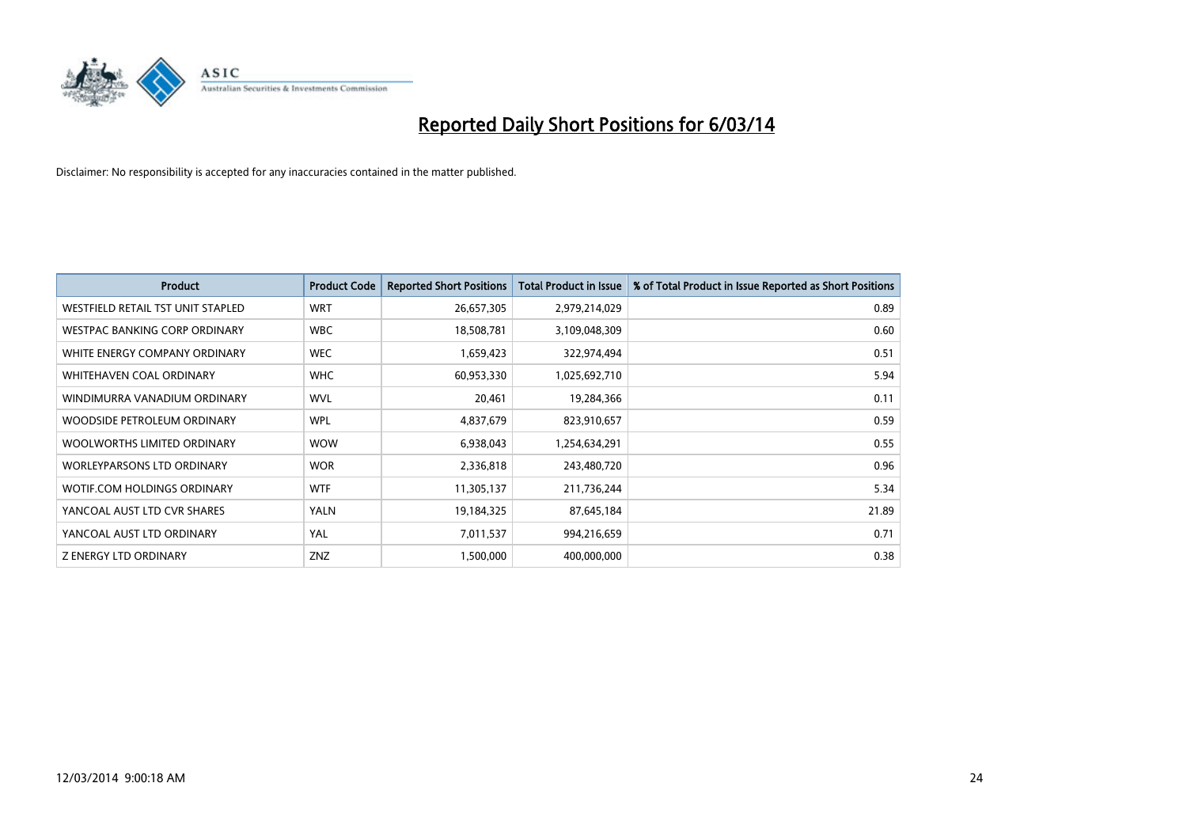# Reported Daily Short Positions for 6/03/14

Disclaimer: No responsibility is accepted for any inaccuracies contained in the matter published.

| Product | Product Code | Reported Short Positions | Total Product in Issue | % of Total Product in Issue Reported as Short Positions |
|---|---|---|---|---|
| WESTFIELD RETAIL TST UNIT STAPLED | WRT | 26,657,305 | 2,979,214,029 | 0.89 |
| WESTPAC BANKING CORP ORDINARY | WBC | 18,508,781 | 3,109,048,309 | 0.60 |
| WHITE ENERGY COMPANY ORDINARY | WEC | 1,659,423 | 322,974,494 | 0.51 |
| WHITEHAVEN COAL ORDINARY | WHC | 60,953,330 | 1,025,692,710 | 5.94 |
| WINDIMURRA VANADIUM ORDINARY | WVL | 20,461 | 19,284,366 | 0.11 |
| WOODSIDE PETROLEUM ORDINARY | WPL | 4,837,679 | 823,910,657 | 0.59 |
| WOOLWORTHS LIMITED ORDINARY | WOW | 6,938,043 | 1,254,634,291 | 0.55 |
| WORLEYPARSONS LTD ORDINARY | WOR | 2,336,818 | 243,480,720 | 0.96 |
| WOTIF.COM HOLDINGS ORDINARY | WTF | 11,305,137 | 211,736,244 | 5.34 |
| YANCOAL AUST LTD CVR SHARES | YALN | 19,184,325 | 87,645,184 | 21.89 |
| YANCOAL AUST LTD ORDINARY | YAL | 7,011,537 | 994,216,659 | 0.71 |
| Z ENERGY LTD ORDINARY | ZNZ | 1,500,000 | 400,000,000 | 0.38 |

12/03/2014 9:00:18 AM